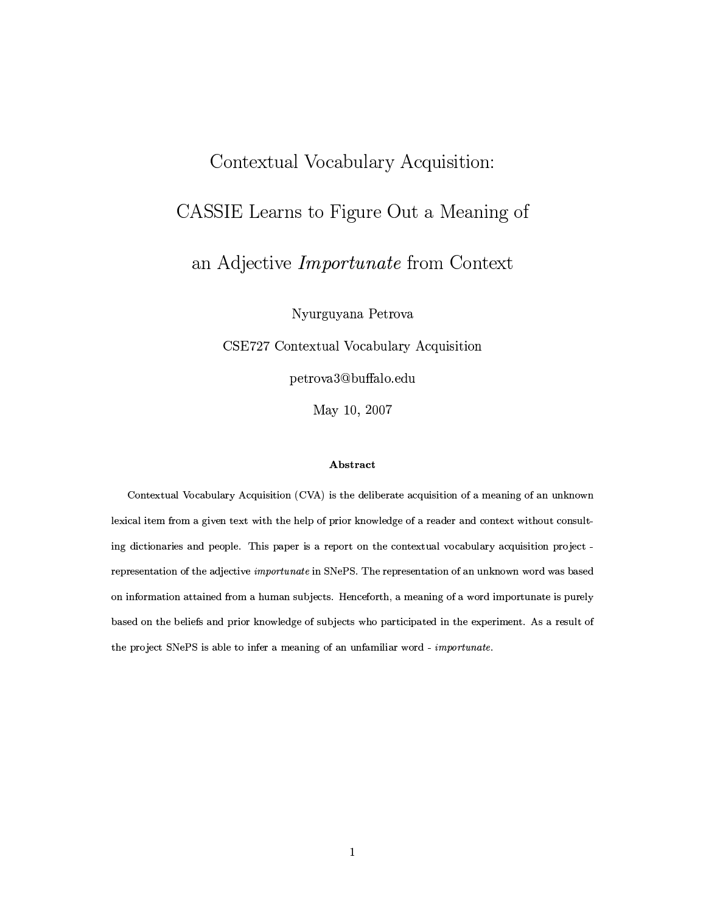# Contextual Vocabulary Acquisition:

# CASSIE Learns to Figure Out a Meaning of

# an Adjective *Importunate* from Context

Nyurguyana Petrova

CSE727 Contextual Vocabulary Acquisition

petrova3@buffalo.edu

May 10, 2007

### Abstract

Contextual Vocabulary Acquisition (CVA) is the deliberate acquisition of a meaning of an unknown lexical item from a given text with the help of prior knowledge of a reader and context without consulting dictionaries and people. This paper is a report on the contextual vocabulary acquisition project - representation of the adjective *importunate* in SNePS. The representation of an unknown word was based on information attained from a human subjects. Henceforth, a meaning of a word importunate is purely based on the beliefs and prior knowledge of subjects who participated in the experiment. As a result of the project SNePS is able to infer a meaning of an unfamiliar word - *importunate*.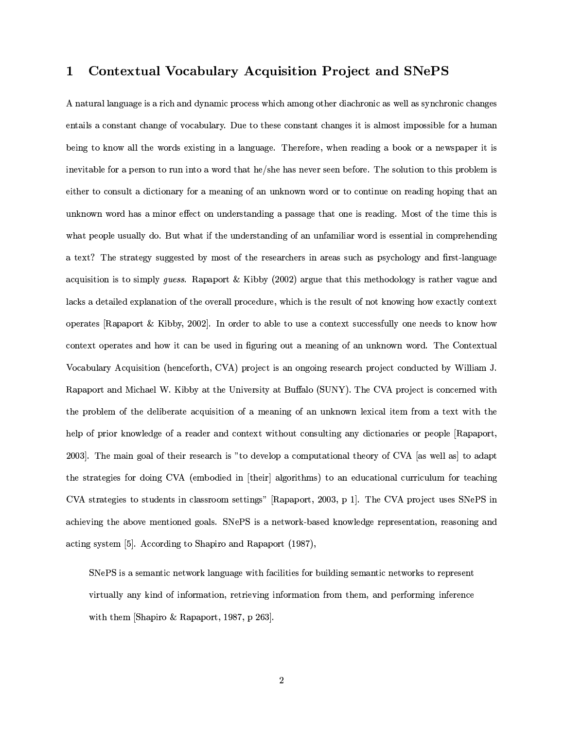# 1 Contextual Vocabulary Acquisition Project and SNePS

A natural language is a rich and dynamic process which among other diachronic as well as synchronic changes entails a constant change of vocabulary. Due to these constant changes it is almost impossible for a human being to know all the words existing in a language. Therefore, when reading a book or a newspaper it is inevitable for a person to run into a word that he/she has never seen before. The solution to this problem is either to consult a dictionary for a meaning of an unknown word or to continue on reading hoping that an unknown word has a minor effect on understanding a passage that one is reading. Most of the time this is what people usually do. But what if the understanding of an unfamiliar word is essential in comprehending a text? The strategy suggested by most of the researchers in areas such as psychology and first-language acquisition is to simply *guess*. Rapaport & Kibby (2002) argue that this methodology is rather vague and lacks a detailed explanation of the overall procedure, which is the result of not knowing how exactly context operates [Rapaport & Kibby, 2002]. In order to able to use a context successfully one needs to know how context operates and how it can be used in figuring out a meaning of an unknown word. The Contextual Vocabulary Acquisition (henceforth, CVA) project is an ongoing research project conducted by William J. Rapaport and Michael W. Kibby at the University at Buffalo (SUNY). The CVA project is concerned with the problem of the deliberate acquisition of a meaning of an unknown lexical item from a text with the help of prior knowledge of a reader and context without consulting any dictionaries or people [Rapaport, 2003]. The main goal of their research is "to develop a computational theory of CVA [as well as] to adapt the strategies for doing CVA (embodied in [their] algorithms) to an educational curriculum for teaching CVA strategies to students in classroom settings" [Rapaport, 2003, p 1]. The CVA project uses SNePS in achieving the above mentioned goals. SNePS is a network-based knowledge representation, reasoning and acting system [5]. According to Shapiro and Rapaport (1987),

> SNePS is a semantic network language with facilities for building semantic networks to represent virtually any kind of information, retrieving information from them, and performing inference with them [Shapiro & Rapaport, 1987, p 263].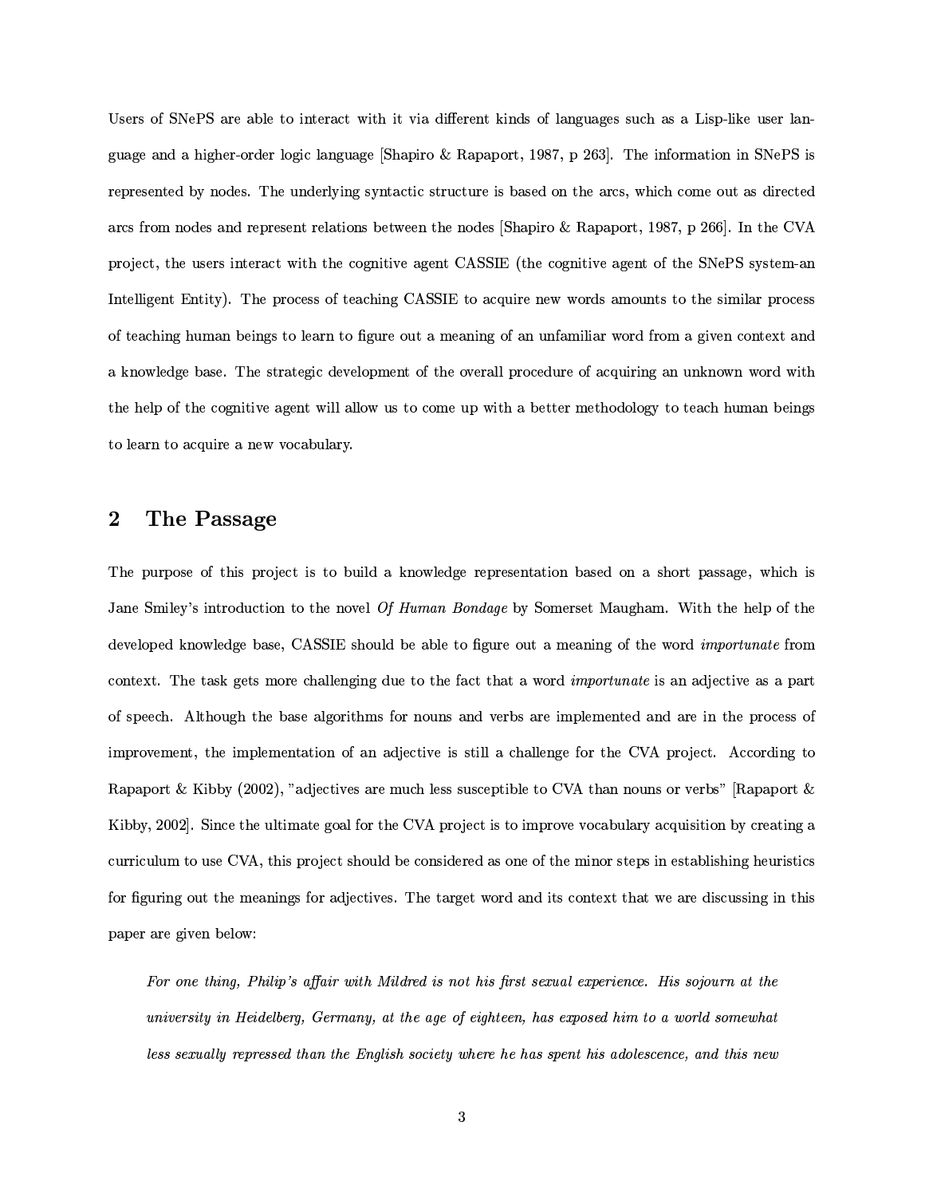Users of SNePS are able to interact with it via different kinds of languages such as a Lisp-like user language and a higher-order logic language [Shapiro & Rapaport, 1987, p 263]. The information in SNePS is represented by nodes. The underlying syntactic structure is based on the arcs, which come out as directed arcs from nodes and represent relations between the nodes [Shapiro & Rapaport, 1987, p 266]. In the CVA project, the users interact with the cognitive agent CASSIE (the cognitive agent of the SNePS system-an Intelligent Entity). The process of teaching CASSIE to acquire new words amounts to the similar process of teaching human beings to learn to figure out a meaning of an unfamiliar word from a given context and a knowledge base. The strategic development of the overall procedure of acquiring an unknown word with the help of the cognitive agent will allow us to come up with a better methodology to teach human beings to learn to acquire a new vocabulary.

## 2 The Passage

The purpose of this project is to build a knowledge representation based on a short passage, which is Jane Smiley's introduction to the novel *Of Human Bondage* by Somerset Maugham. With the help of the developed knowledge base, CASSIE should be able to figure out a meaning of the word *importunate* from context. The task gets more challenging due to the fact that a word *importunate* is an adjective as a part of speech. Although the base algorithms for nouns and verbs are implemented and are in the process of improvement, the implementation of an adjective is still a challenge for the CVA project. According to Rapaport & Kibby (2002), "adjectives are much less susceptible to CVA than nouns or verbs" [Rapaport & Kibby, 2002]. Since the ultimate goal for the CVA project is to improve vocabulary acquisition by creating a curriculum to use CVA, this project should be considered as one of the minor steps in establishing heuristics for figuring out the meanings for adjectives. The target word and its context that we are discussing in this paper are given below:

> *For one thing, Philip's affair with Mildred is not his first sexual experience. His sojourn at the university in Heidelberg, Germany, at the age of eighteen, has exposed him to a world somewhat less sexually repressed than the English society where he has spent his adolescence, and this new*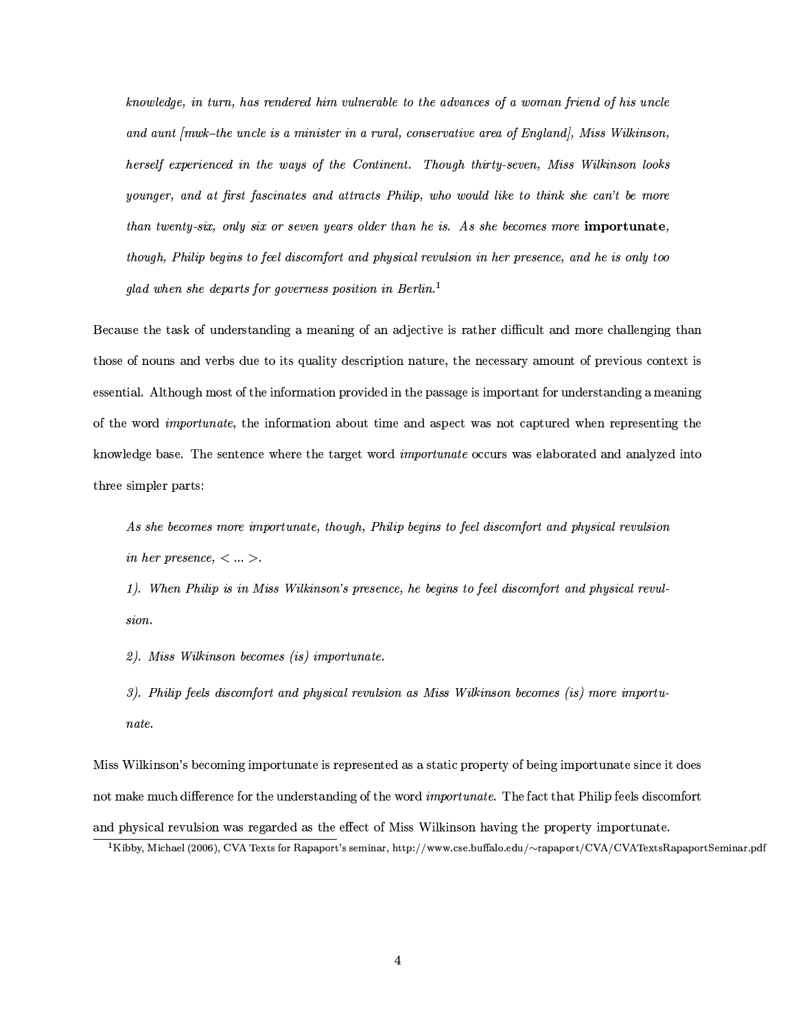> *knowledge, in turn, has rendered him vulnerable to the advances of a woman friend of his uncle and aunt [mwk–the uncle is a minister in a rural, conservative area of England], Miss Wilkinson, herself experienced in the ways of the Continent. Though thirty-seven, Miss Wilkinson looks younger, and at first fascinates and attracts Philip, who would like to think she can't be more than twenty-six, only six or seven years older than he is. As she becomes more* **importunate**, *though, Philip begins to feel discomfort and physical revulsion in her presence, and he is only too glad when she departs for governess position in Berlin.*[1]

Because the task of understanding a meaning of an adjective is rather difficult and more challenging than those of nouns and verbs due to its quality description nature, the necessary amount of previous context is essential. Although most of the information provided in the passage is important for understanding a meaning of the word *importunate*, the information about time and aspect was not captured when representing the knowledge base. The sentence where the target word *importunate* occurs was elaborated and analyzed into three simpler parts:

> *As she becomes more importunate, though, Philip begins to feel discomfort and physical revulsion in her presence, < ... >.*
>
> *1). When Philip is in Miss Wilkinson's presence, he begins to feel discomfort and physical revulsion.*
>
> *2). Miss Wilkinson becomes (is) importunate.*
>
> *3). Philip feels discomfort and physical revulsion as Miss Wilkinson becomes (is) more importunate.*

Miss Wilkinson's becoming importunate is represented as a static property of being importunate since it does not make much difference for the understanding of the word *importunate*. The fact that Philip feels discomfort and physical revulsion was regarded as the effect of Miss Wilkinson having the property importunate.

[1] Kibby, Michael (2006), CVA Texts for Rapaport's seminar, http://www.cse.buffalo.edu/∼rapaport/CVA/CVATextsRapaportSeminar.pdf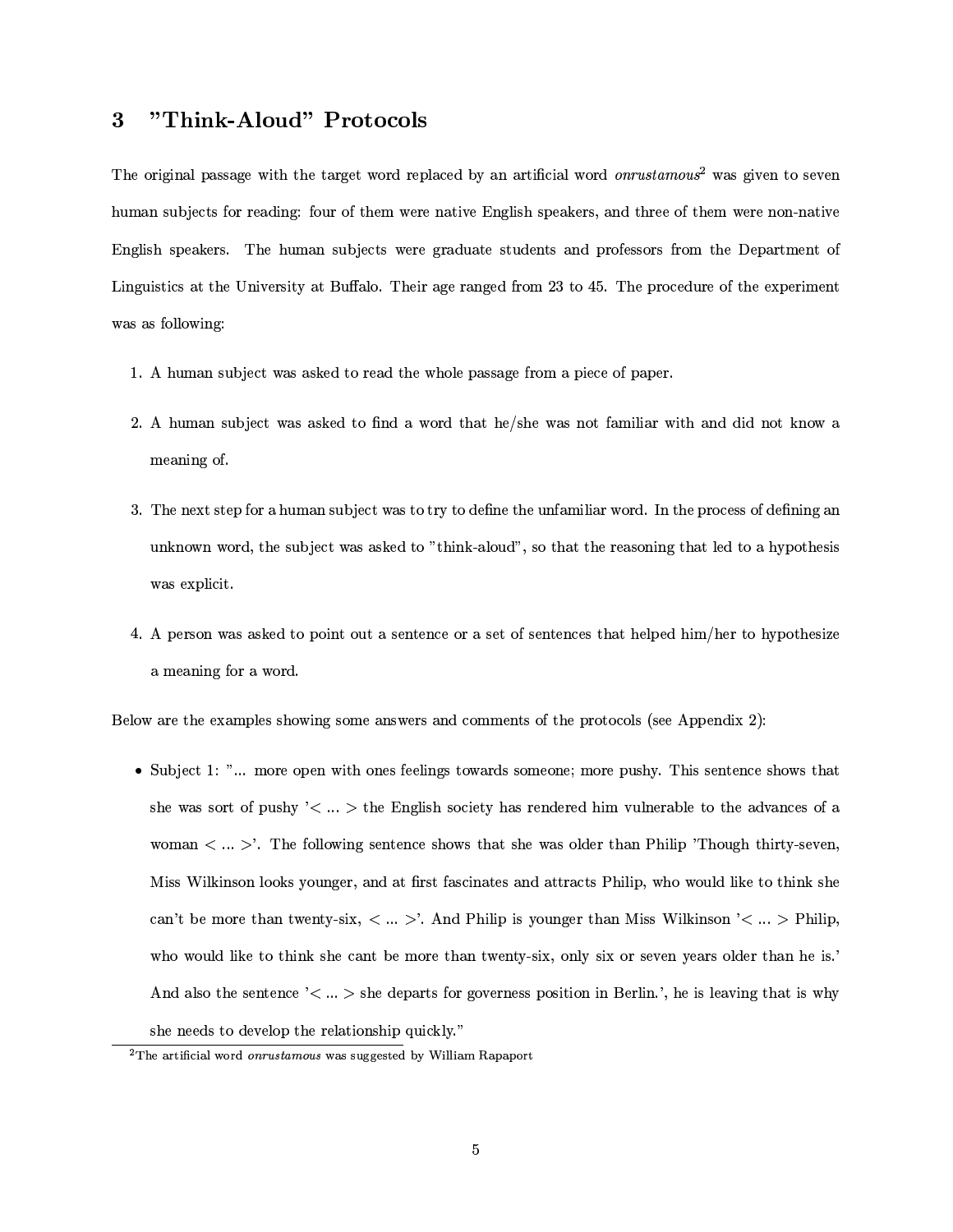## 3 "Think-Aloud" Protocols

The original passage with the target word replaced by an artificial word *onrustamous*[2] was given to seven human subjects for reading: four of them were native English speakers, and three of them were non-native English speakers. The human subjects were graduate students and professors from the Department of Linguistics at the University at Buffalo. Their age ranged from 23 to 45. The procedure of the experiment was as following:

1. A human subject was asked to read the whole passage from a piece of paper.
2. A human subject was asked to find a word that he/she was not familiar with and did not know a meaning of.
3. The next step for a human subject was to try to define the unfamiliar word. In the process of defining an unknown word, the subject was asked to "think-aloud", so that the reasoning that led to a hypothesis was explicit.
4. A person was asked to point out a sentence or a set of sentences that helped him/her to hypothesize a meaning for a word.

Below are the examples showing some answers and comments of the protocols (see Appendix 2):

- Subject 1: "... more open with ones feelings towards someone; more pushy. This sentence shows that she was sort of pushy '< ... > the English society has rendered him vulnerable to the advances of a woman < ... >'. The following sentence shows that she was older than Philip 'Though thirty-seven, Miss Wilkinson looks younger, and at first fascinates and attracts Philip, who would like to think she can't be more than twenty-six, < ... >'. And Philip is younger than Miss Wilkinson '< ... > Philip, who would like to think she cant be more than twenty-six, only six or seven years older than he is.' And also the sentence '< ... > she departs for governess position in Berlin.', he is leaving that is why she needs to develop the relationship quickly."

[2]The artificial word *onrustamous* was suggested by William Rapaport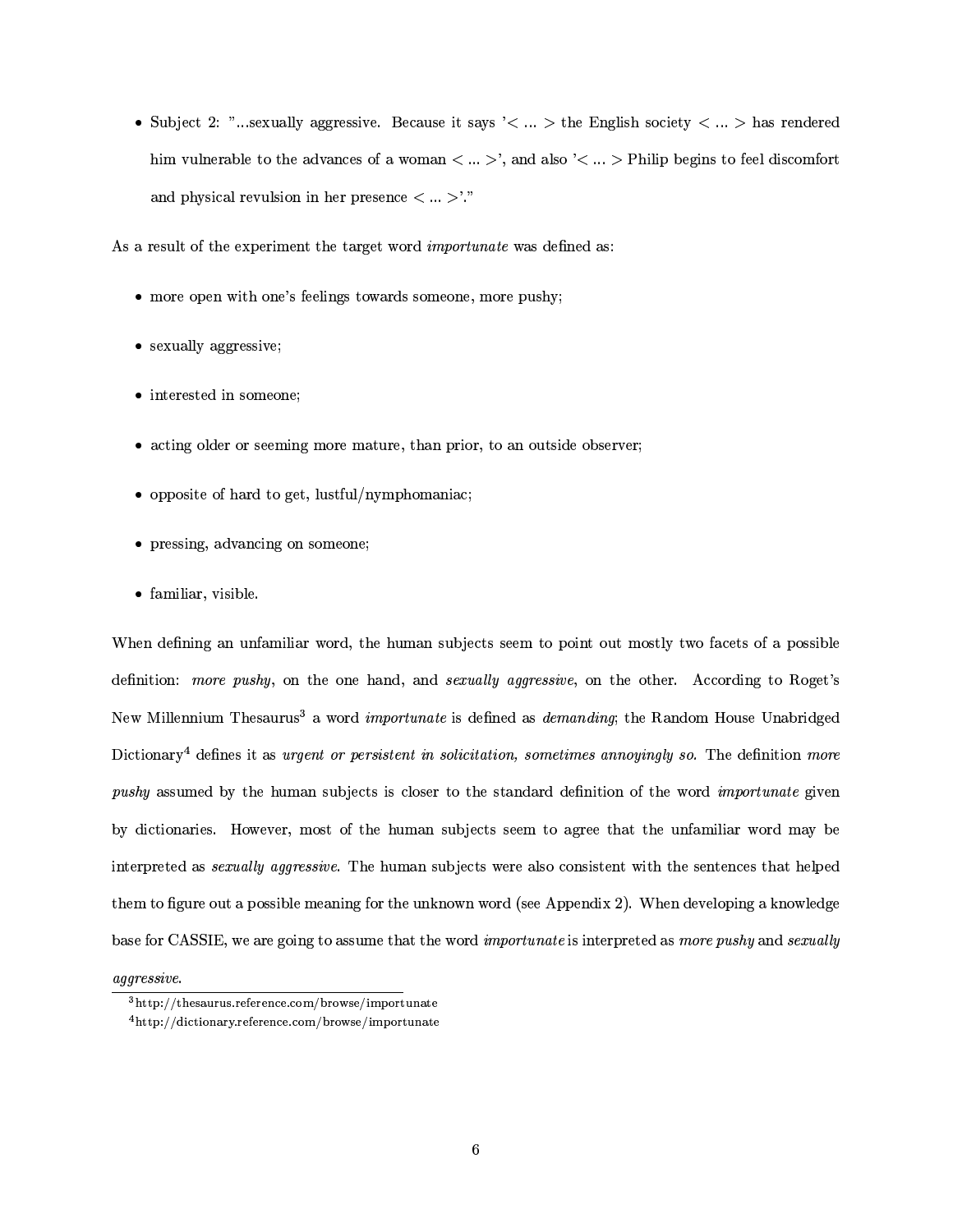- Subject 2: "...sexually aggressive. Because it says '< ... > the English society < ... > has rendered him vulnerable to the advances of a woman < ... >', and also '< ... > Philip begins to feel discomfort and physical revulsion in her presence < ... >'."

As a result of the experiment the target word *importunate* was defined as:

- more open with one's feelings towards someone, more pushy;
- sexually aggressive;
- interested in someone;
- acting older or seeming more mature, than prior, to an outside observer;
- opposite of hard to get, lustful/nymphomaniac;
- pressing, advancing on someone;
- familiar, visible.

When defining an unfamiliar word, the human subjects seem to point out mostly two facets of a possible definition: *more pushy*, on the one hand, and *sexually aggressive*, on the other. According to Roget's New Millennium Thesaurus[3] a word *importunate* is defined as *demanding*; the Random House Unabridged Dictionary[4] defines it as *urgent or persistent in solicitation, sometimes annoyingly so.* The definition *more pushy* assumed by the human subjects is closer to the standard definition of the word *importunate* given by dictionaries. However, most of the human subjects seem to agree that the unfamiliar word may be interpreted as *sexually aggressive*. The human subjects were also consistent with the sentences that helped them to figure out a possible meaning for the unknown word (see Appendix 2). When developing a knowledge base for CASSIE, we are going to assume that the word *importunate* is interpreted as *more pushy* and *sexually aggressive*.

[3] http://thesaurus.reference.com/browse/importunate

[4] http://dictionary.reference.com/browse/importunate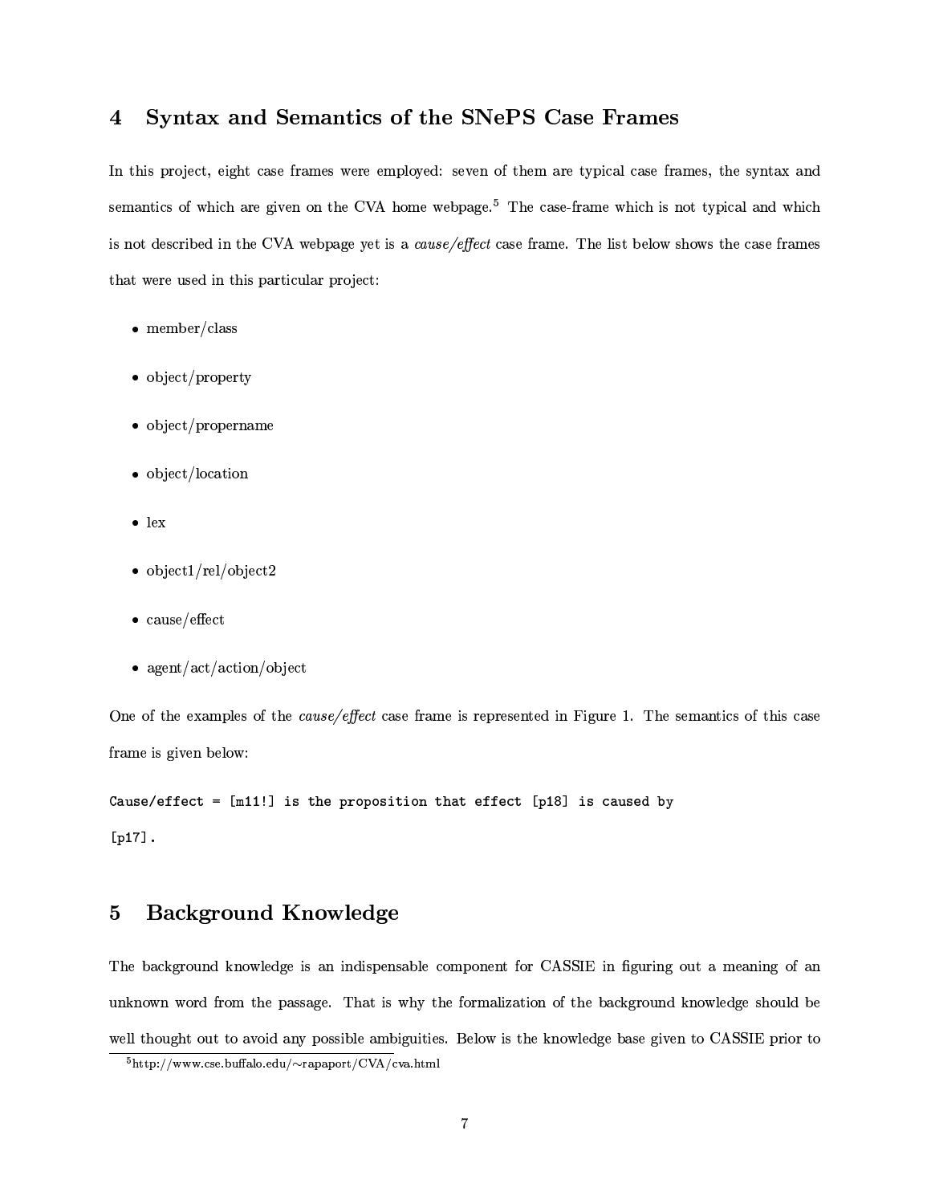## 4 Syntax and Semantics of the SNePS Case Frames

In this project, eight case frames were employed: seven of them are typical case frames, the syntax and semantics of which are given on the CVA home webpage.[5] The case-frame which is not typical and which is not described in the CVA webpage yet is a *cause/effect* case frame. The list below shows the case frames that were used in this particular project:

- member/class
- object/property
- object/propername
- object/location
- lex
- object1/rel/object2
- cause/effect
- agent/act/action/object

One of the examples of the *cause/effect* case frame is represented in Figure 1. The semantics of this case frame is given below:

```
Cause/effect = [m11!] is the proposition that effect [p18] is caused by
[p17].
```

## 5 Background Knowledge

The background knowledge is an indispensable component for CASSIE in figuring out a meaning of an unknown word from the passage. That is why the formalization of the background knowledge should be well thought out to avoid any possible ambiguities. Below is the knowledge base given to CASSIE prior to

[5] http://www.cse.buffalo.edu/~rapaport/CVA/cva.html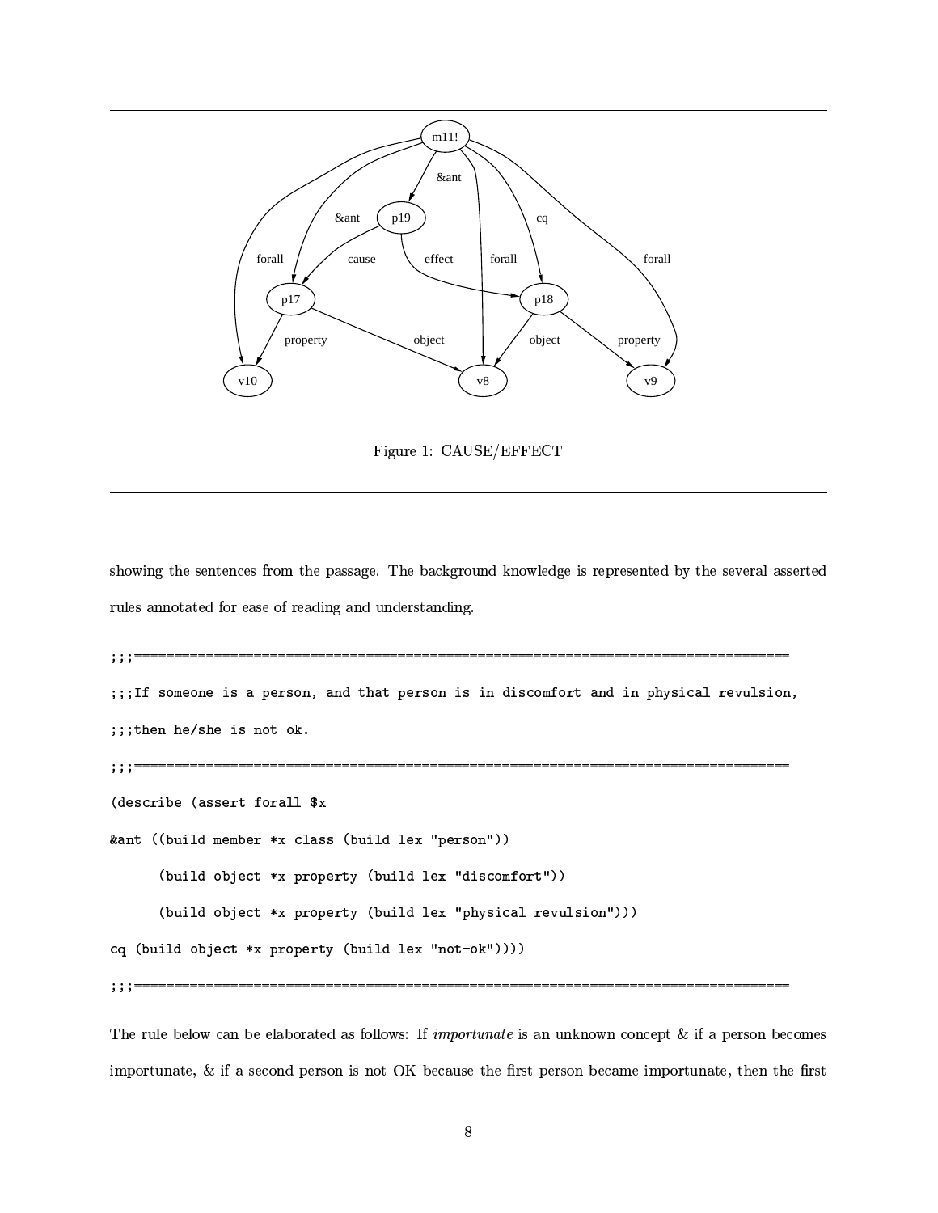Figure 1: CAUSE/EFFECT

showing the sentences from the passage. The background knowledge is represented by the several asserted rules annotated for ease of reading and understanding.

```
;;;===============================================================================
;;;If someone is a person, and that person is in discomfort and in physical revulsion,
;;;then he/she is not ok.
;;;===============================================================================
(describe (assert forall $x
&ant ((build member *x class (build lex "person"))
      (build object *x property (build lex "discomfort"))
      (build object *x property (build lex "physical revulsion")))
cq (build object *x property (build lex "not-ok"))))
;;;===============================================================================
```

The rule below can be elaborated as follows: If *importunate* is an unknown concept & if a person becomes importunate, & if a second person is not OK because the first person became importunate, then the first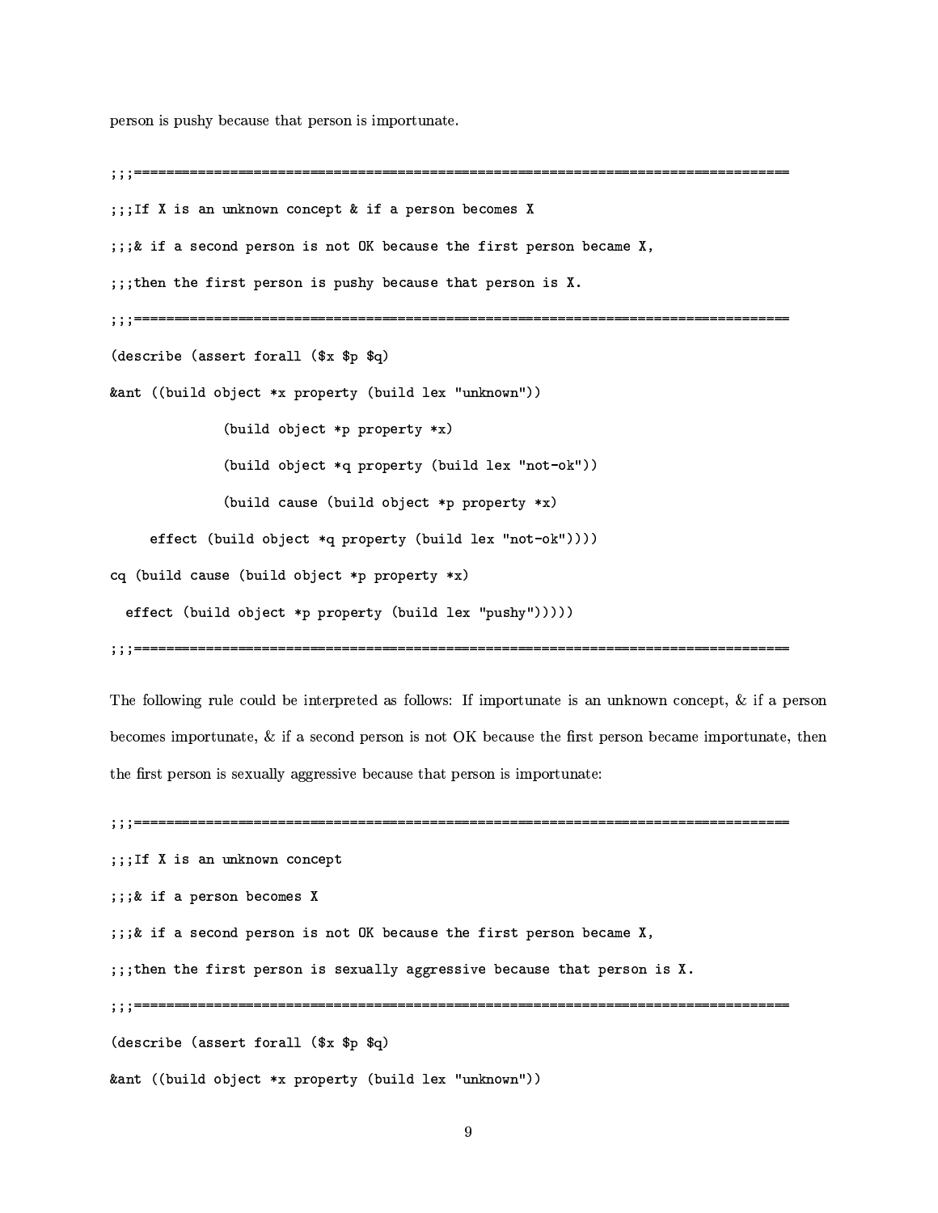person is pushy because that person is importunate.

```
;;;=================================================================================
;;;If X is an unknown concept & if a person becomes X
;;;& if a second person is not OK because the first person became X,
;;;then the first person is pushy because that person is X.
;;;=================================================================================
(describe (assert forall ($x $p $q)
&ant ((build object *x property (build lex "unknown"))
              (build object *p property *x)
              (build object *q property (build lex "not-ok"))
              (build cause (build object *p property *x)
     effect (build object *q property (build lex "not-ok"))))
cq (build cause (build object *p property *x)
  effect (build object *p property (build lex "pushy")))))
;;;=================================================================================
```

The following rule could be interpreted as follows: If importunate is an unknown concept, & if a person becomes importunate, & if a second person is not OK because the first person became importunate, then the first person is sexually aggressive because that person is importunate:

```
;;;=================================================================================
;;;If X is an unknown concept
;;;& if a person becomes X
;;;& if a second person is not OK because the first person became X,
;;;then the first person is sexually aggressive because that person is X.
;;;=================================================================================
(describe (assert forall ($x $p $q)
&ant ((build object *x property (build lex "unknown"))
```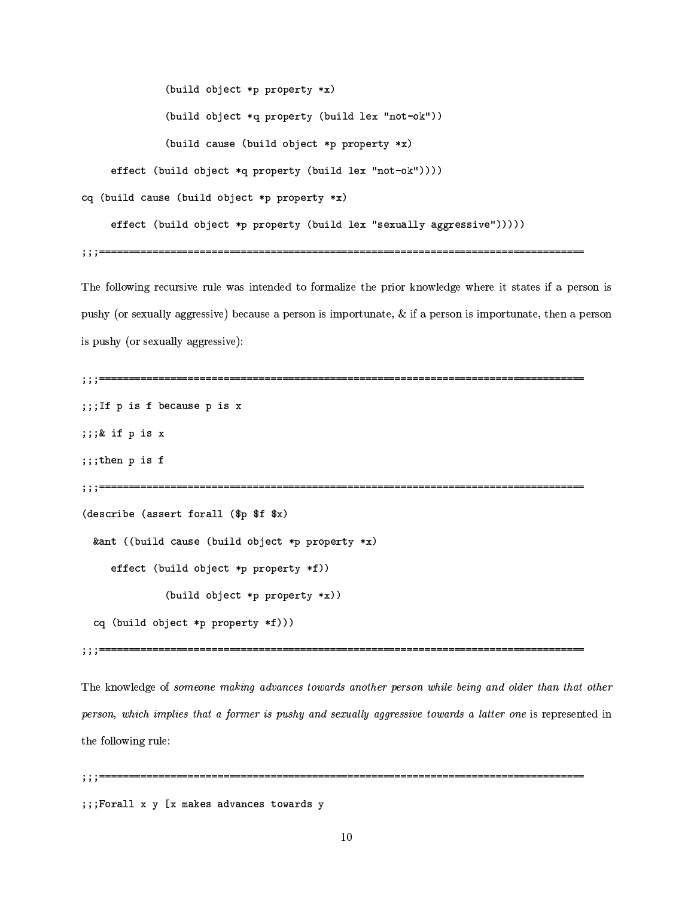```
              (build object *p property *x)

              (build object *q property (build lex "not-ok"))

              (build cause (build object *p property *x)

     effect (build object *q property (build lex "not-ok"))))

cq (build cause (build object *p property *x)

     effect (build object *p property (build lex "sexually aggressive")))))

;;;=================================================================================
```

The following recursive rule was intended to formalize the prior knowledge where it states if a person is pushy (or sexually aggressive) because a person is importunate, & if a person is importunate, then a person is pushy (or sexually aggressive):

```
;;;=================================================================================

;;;If p is f because p is x

;;;& if p is x

;;;then p is f

;;;=================================================================================

(describe (assert forall ($p $f $x)

  &ant ((build cause (build object *p property *x)

     effect (build object *p property *f))

              (build object *p property *x))

  cq (build object *p property *f)))

;;;=================================================================================
```

The knowledge of *someone making advances towards another person while being and older than that other person, which implies that a former is pushy and sexually aggressive towards a latter one* is represented in the following rule:

```
;;;=================================================================================

;;;Forall x y [x makes advances towards y
```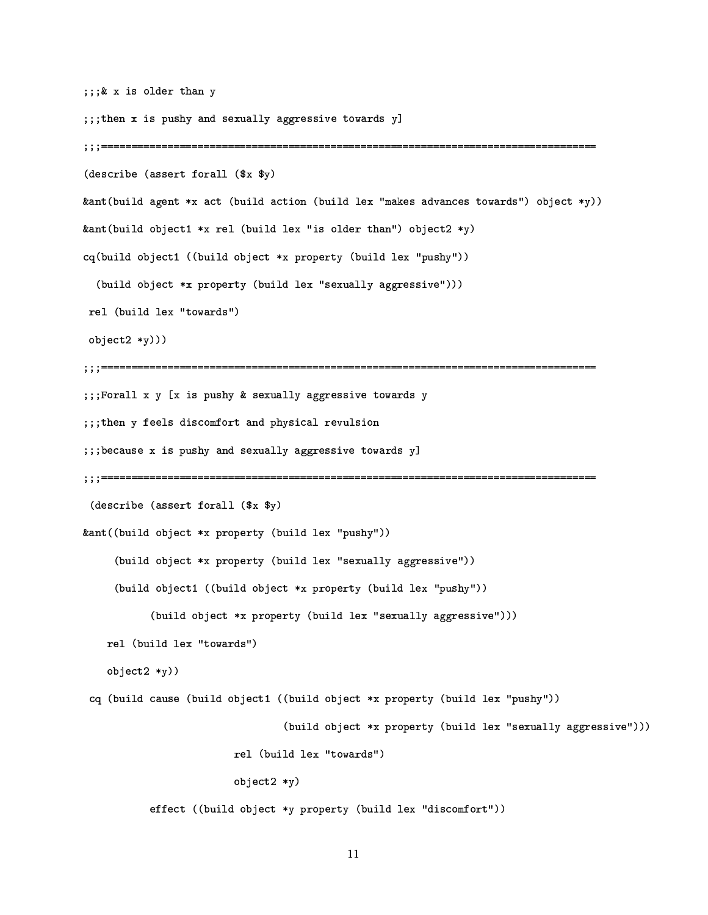```
;;;& x is older than y
;;;then x is pushy and sexually aggressive towards y]
;;;===============================================================================
(describe (assert forall ($x $y)
&ant(build agent *x act (build action (build lex "makes advances towards") object *y))
&ant(build object1 *x rel (build lex "is older than") object2 *y)
cq(build object1 ((build object *x property (build lex "pushy"))
  (build object *x property (build lex "sexually aggressive")))
 rel (build lex "towards")
 object2 *y)))
;;;===============================================================================
;;;Forall x y [x is pushy & sexually aggressive towards y
;;;then y feels discomfort and physical revulsion
;;;because x is pushy and sexually aggressive towards y]
;;;===============================================================================
 (describe (assert forall ($x $y)
&ant((build object *x property (build lex "pushy"))
     (build object *x property (build lex "sexually aggressive"))
     (build object1 ((build object *x property (build lex "pushy"))
           (build object *x property (build lex "sexually aggressive")))
    rel (build lex "towards")
    object2 *y))
 cq (build cause (build object1 ((build object *x property (build lex "pushy"))
                                (build object *x property (build lex "sexually aggressive")))
                        rel (build lex "towards")
                        object2 *y)
           effect ((build object *y property (build lex "discomfort"))
```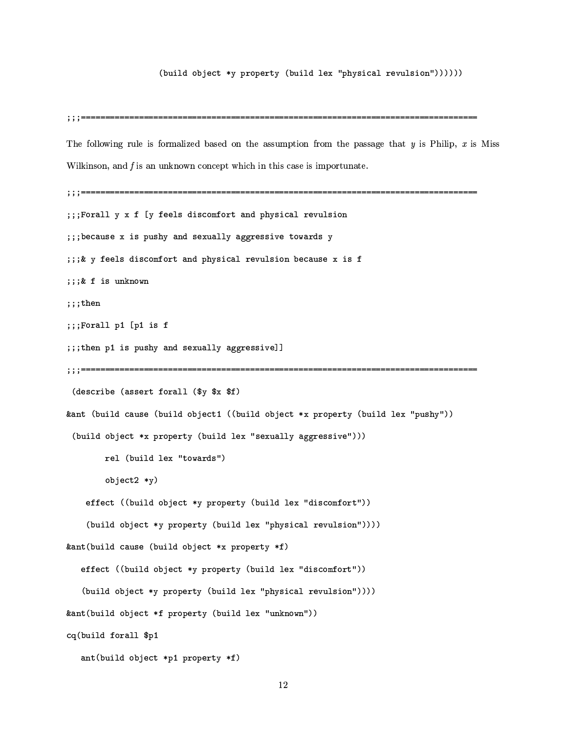```
                   (build object *y property (build lex "physical revulsion"))))))
```

```
;;;================================================================================
```

The following rule is formalized based on the assumption from the passage that $y$ is Philip, $x$ is Miss Wilkinson, and $f$ is an unknown concept which in this case is importunate.

```
;;;================================================================================

;;;Forall y x f [y feels discomfort and physical revulsion

;;;because x is pushy and sexually aggressive towards y

;;;& y feels discomfort and physical revulsion because x is f

;;;& f is unknown

;;;then

;;;Forall p1 [p1 is f

;;;then p1 is pushy and sexually aggressive]]

;;;================================================================================

 (describe (assert forall ($y $x $f)

&ant (build cause (build object1 ((build object *x property (build lex "pushy"))

 (build object *x property (build lex "sexually aggressive")))

        rel (build lex "towards")

        object2 *y)

    effect ((build object *y property (build lex "discomfort"))

    (build object *y property (build lex "physical revulsion"))))

&ant(build cause (build object *x property *f)

   effect ((build object *y property (build lex "discomfort"))

   (build object *y property (build lex "physical revulsion"))))

&ant(build object *f property (build lex "unknown"))

cq(build forall $p1

   ant(build object *p1 property *f)
```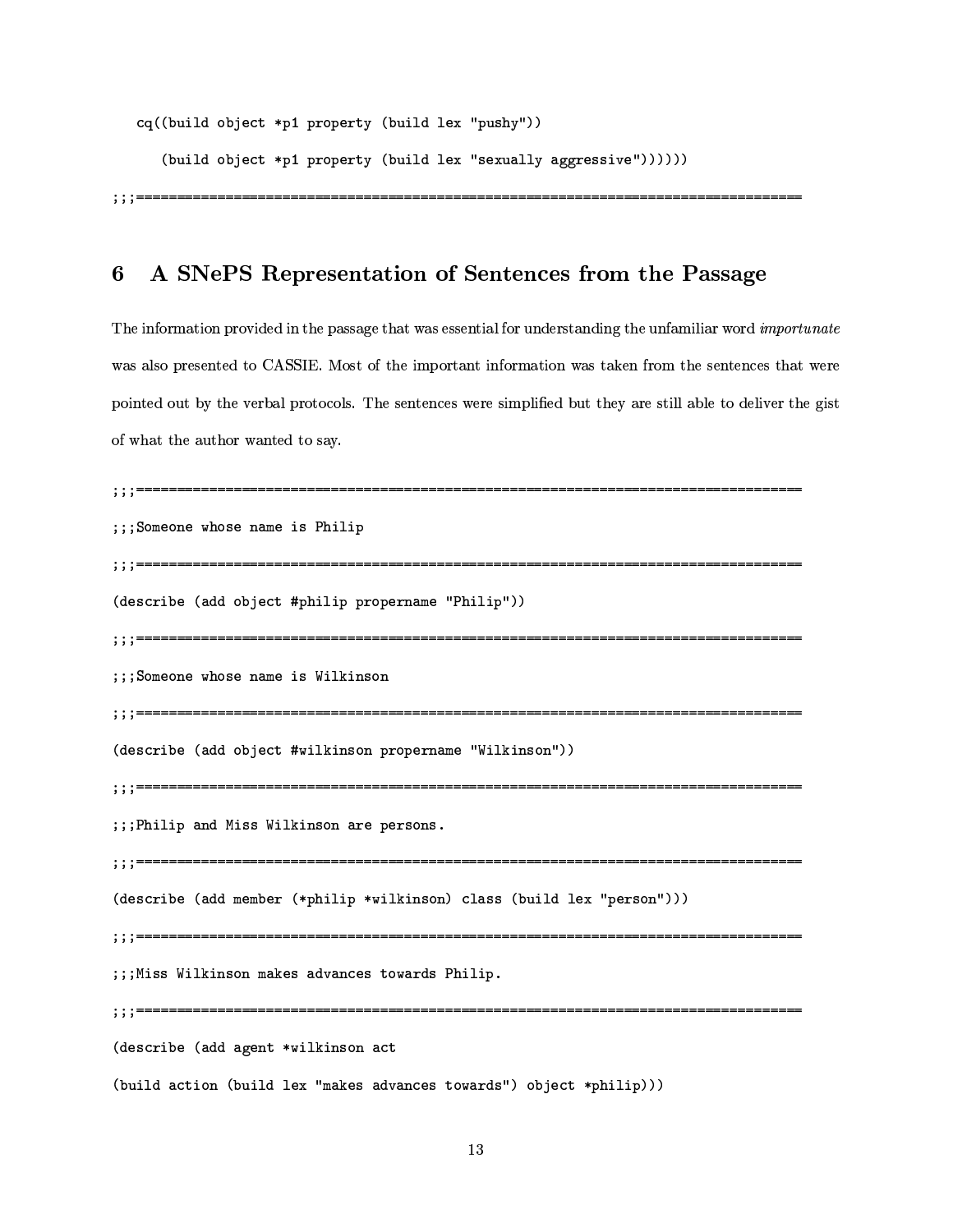```
   cq((build object *p1 property (build lex "pushy"))
      (build object *p1 property (build lex "sexually aggressive"))))))
;;;=================================================================================
```

## 6 A SNePS Representation of Sentences from the Passage

The information provided in the passage that was essential for understanding the unfamiliar word *importunate* was also presented to CASSIE. Most of the important information was taken from the sentences that were pointed out by the verbal protocols. The sentences were simplified but they are still able to deliver the gist of what the author wanted to say.

```
;;;=================================================================================
;;;Someone whose name is Philip
;;;=================================================================================
(describe (add object #philip propername "Philip"))
;;;=================================================================================
;;;Someone whose name is Wilkinson
;;;=================================================================================
(describe (add object #wilkinson propername "Wilkinson"))
;;;=================================================================================
;;;Philip and Miss Wilkinson are persons.
;;;=================================================================================
(describe (add member (*philip *wilkinson) class (build lex "person")))
;;;=================================================================================
;;;Miss Wilkinson makes advances towards Philip.
;;;=================================================================================
(describe (add agent *wilkinson act
(build action (build lex "makes advances towards") object *philip)))
```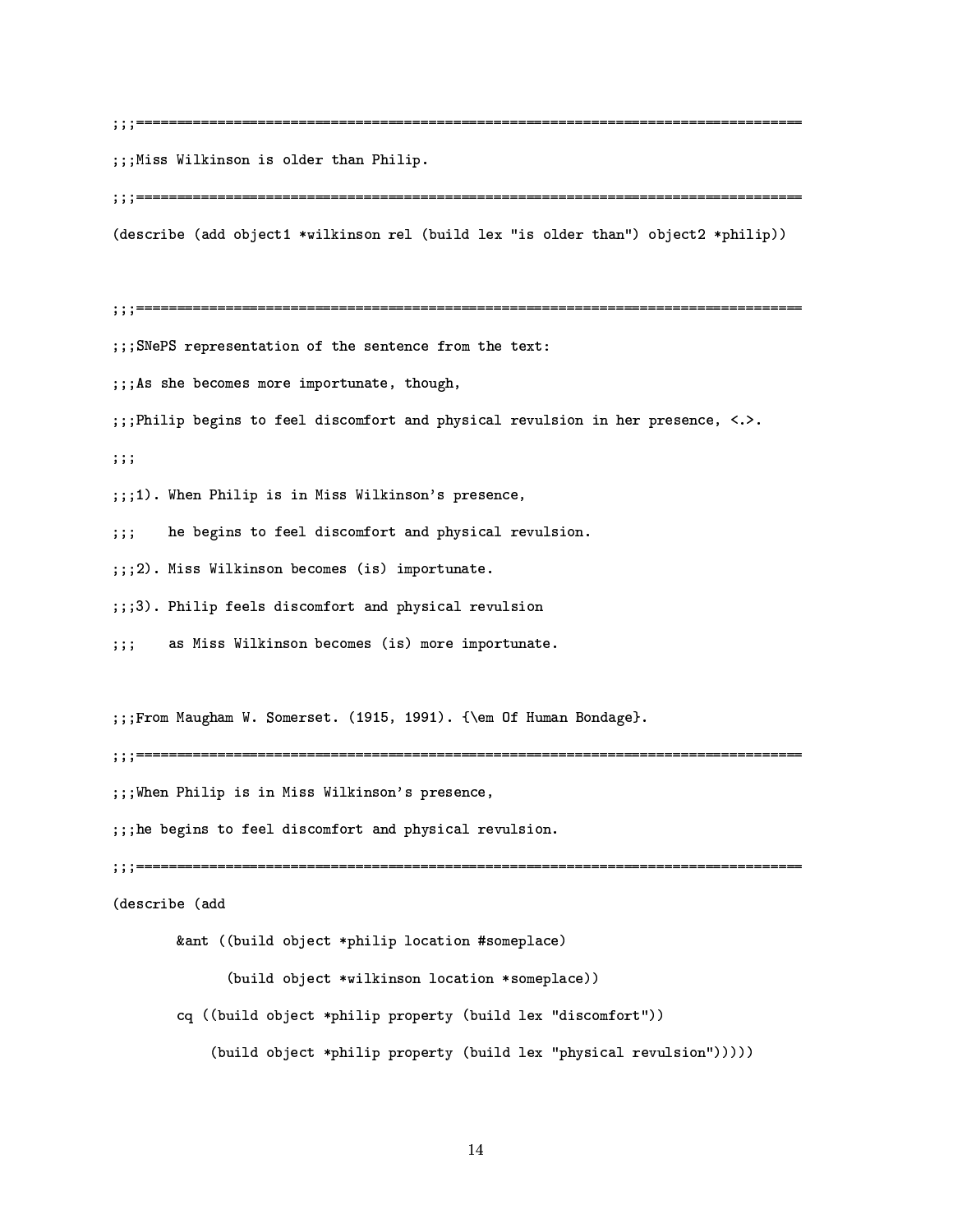```
;;;==============================================================================

;;;Miss Wilkinson is older than Philip.

;;;==============================================================================

(describe (add object1 *wilkinson rel (build lex "is older than") object2 *philip))


;;;==============================================================================

;;;SNePS representation of the sentence from the text:

;;;As she becomes more importunate, though,

;;;Philip begins to feel discomfort and physical revulsion in her presence, <.>.

;;;

;;;1). When Philip is in Miss Wilkinson's presence,

;;;    he begins to feel discomfort and physical revulsion.

;;;2). Miss Wilkinson becomes (is) importunate.

;;;3). Philip feels discomfort and physical revulsion

;;;    as Miss Wilkinson becomes (is) more importunate.


;;;From Maugham W. Somerset. (1915, 1991). {\em Of Human Bondage}.

;;;==============================================================================

;;;When Philip is in Miss Wilkinson's presence,

;;;he begins to feel discomfort and physical revulsion.

;;;==============================================================================

(describe (add

        &ant ((build object *philip location #someplace)

              (build object *wilkinson location *someplace))

        cq ((build object *philip property (build lex "discomfort"))

            (build object *philip property (build lex "physical revulsion")))))
```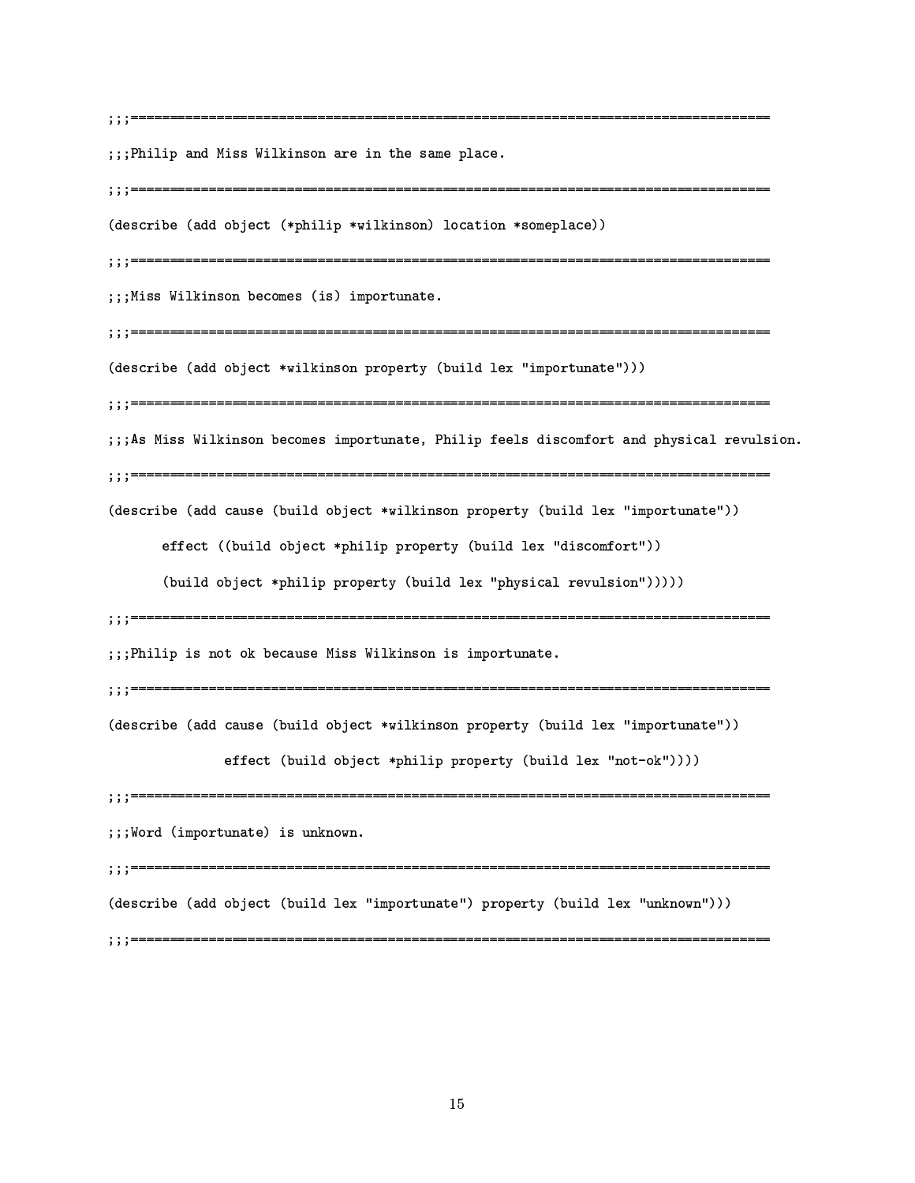```
;;;==============================================================================

;;;Philip and Miss Wilkinson are in the same place.

;;;==============================================================================

(describe (add object (*philip *wilkinson) location *someplace))

;;;==============================================================================

;;;Miss Wilkinson becomes (is) importunate.

;;;==============================================================================

(describe (add object *wilkinson property (build lex "importunate")))

;;;==============================================================================

;;;As Miss Wilkinson becomes importunate, Philip feels discomfort and physical revulsion.

;;;==============================================================================

(describe (add cause (build object *wilkinson property (build lex "importunate"))

       effect ((build object *philip property (build lex "discomfort"))

       (build object *philip property (build lex "physical revulsion")))))

;;;==============================================================================

;;;Philip is not ok because Miss Wilkinson is importunate.

;;;==============================================================================

(describe (add cause (build object *wilkinson property (build lex "importunate"))

               effect (build object *philip property (build lex "not-ok"))))

;;;==============================================================================

;;;Word (importunate) is unknown.

;;;==============================================================================

(describe (add object (build lex "importunate") property (build lex "unknown")))

;;;==============================================================================
```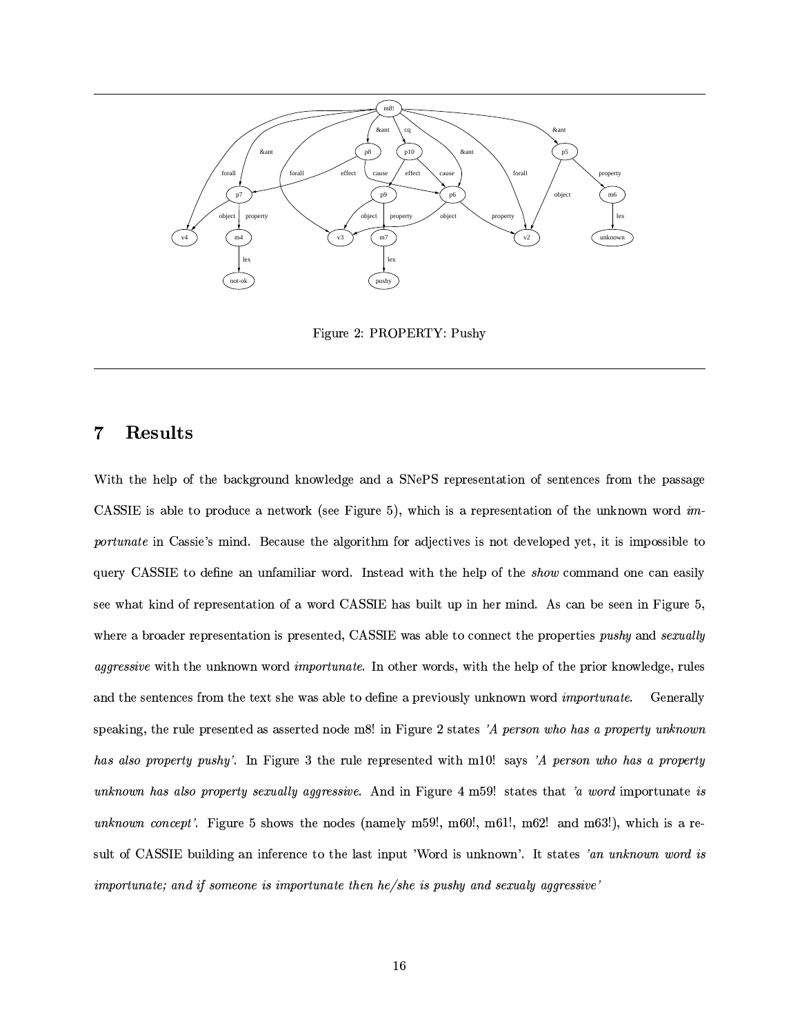m8!

&ant cq &ant

&ant p8 p10 &ant p5

forall forall effect cause effect cause forall property

p7 p9 p6 object m6

object property object property object property lex

v4 m4 v3 m7 v2 unknown

lex lex

not-ok pushy

Figure 2: PROPERTY: Pushy

## 7 Results

With the help of the background knowledge and a SNePS representation of sentences from the passage CASSIE is able to produce a network (see Figure 5), which is a representation of the unknown word *importunate* in Cassie's mind. Because the algorithm for adjectives is not developed yet, it is impossible to query CASSIE to define an unfamiliar word. Instead with the help of the *show* command one can easily see what kind of representation of a word CASSIE has built up in her mind. As can be seen in Figure 5, where a broader representation is presented, CASSIE was able to connect the properties *pushy* and *sexually aggressive* with the unknown word *importunate*. In other words, with the help of the prior knowledge, rules and the sentences from the text she was able to define a previously unknown word *importunate*. Generally speaking, the rule presented as asserted node m8! in Figure 2 states *'A person who has a property unknown has also property pushy'*. In Figure 3 the rule represented with m10! says *'A person who has a property unknown has also property sexually aggressive*. And in Figure 4 m59! states that *'a word* importunate *is unknown concept'*. Figure 5 shows the nodes (namely m59!, m60!, m61!, m62! and m63!), which is a result of CASSIE building an inference to the last input 'Word is unknown'. It states *'an unknown word is importunate; and if someone is importunate then he/she is pushy and sexualy aggressive'*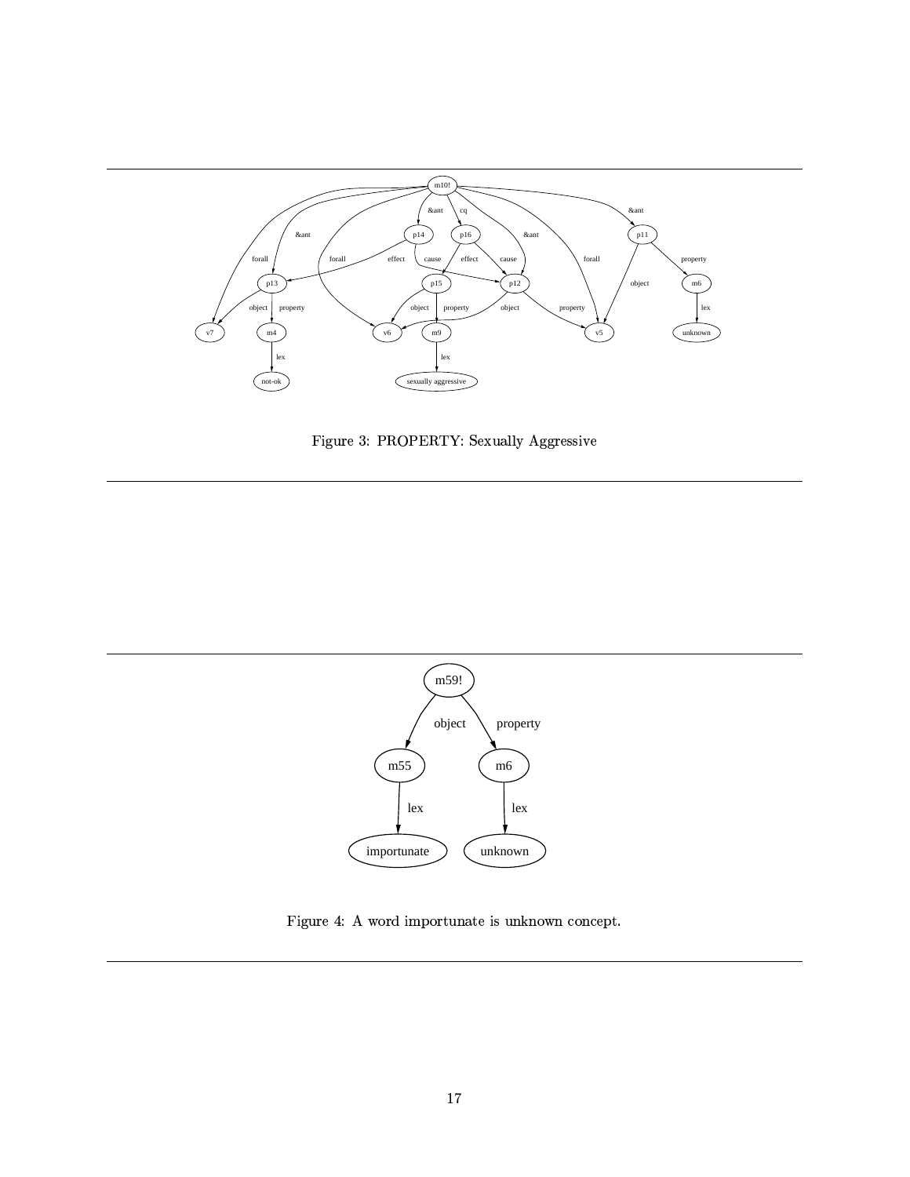m10!

&ant cq &ant &ant

forall &ant p14 p16 p11

forall effect cause effect cause forall property

p13 p15 p12 object m6

object property object property object property lex

v7 m4 v6 m9 v5 unknown

lex lex

not-ok sexually aggressive

Figure 3: PROPERTY: Sexually Aggressive

m59!

object property

m55 m6

lex lex

importunate unknown

Figure 4: A word importunate is unknown concept.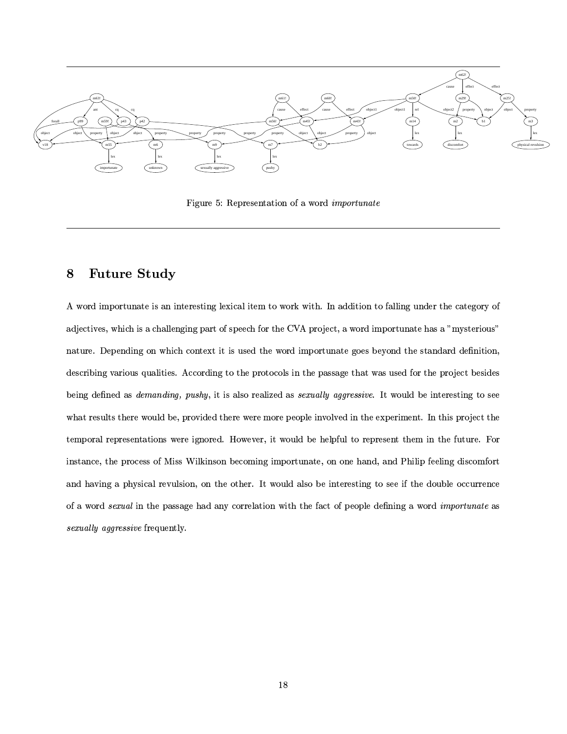m62!

cause

effect

effect

m63!

m61!

m60!

m50!

m29!

m25!

ant

cq

cq

cause

effect

cause

effect

object1

object1

rel

object2

property

object

object

property

forall

p99

m59!

p43

p42

m56!

m45!

m43!

m14

m2

b1

m3

object

object

property

object

object

property

property

property

property

property

object

object

property

object

lex

lex

lex

v18

m55

m6

m9

m7

b2

towards

discomfort

physical revulsion

lex

lex

lex

lex

importunate

unknown

sexually aggressive

pushy

Figure 5: Representation of a word *importunate*

## 8 Future Study

A word importunate is an interesting lexical item to work with. In addition to falling under the category of adjectives, which is a challenging part of speech for the CVA project, a word importunate has a "mysterious" nature. Depending on which context it is used the word importunate goes beyond the standard definition, describing various qualities. According to the protocols in the passage that was used for the project besides being defined as *demanding, pushy*, it is also realized as *sexually aggressive*. It would be interesting to see what results there would be, provided there were more people involved in the experiment. In this project the temporal representations were ignored. However, it would be helpful to represent them in the future. For instance, the process of Miss Wilkinson becoming importunate, on one hand, and Philip feeling discomfort and having a physical revulsion, on the other. It would also be interesting to see if the double occurrence of a word *sexual* in the passage had any correlation with the fact of people defining a word *importunate* as *sexually aggressive* frequently.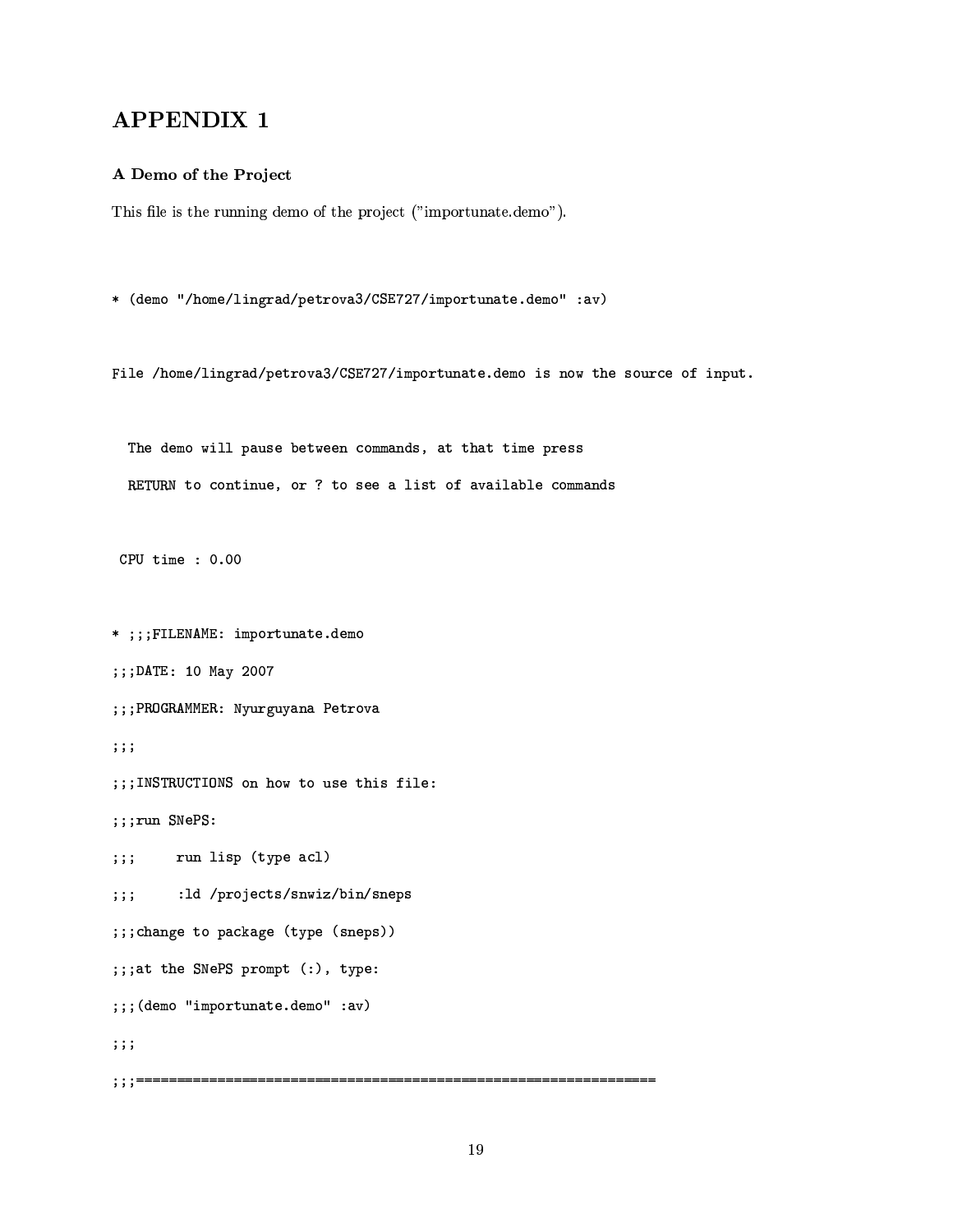# APPENDIX 1

### A Demo of the Project

This file is the running demo of the project ("importunate.demo").

```
* (demo "/home/lingrad/petrova3/CSE727/importunate.demo" :av)


File /home/lingrad/petrova3/CSE727/importunate.demo is now the source of input.


  The demo will pause between commands, at that time press

  RETURN to continue, or ? to see a list of available commands


 CPU time : 0.00


* ;;;FILENAME: importunate.demo

;;;DATE: 10 May 2007

;;;PROGRAMMER: Nyurguyana Petrova

;;;

;;;INSTRUCTIONS on how to use this file:

;;;run SNePS:

;;;     run lisp (type acl)

;;;     :ld /projects/snwiz/bin/sneps

;;;change to package (type (sneps))

;;;at the SNePS prompt (:), type:

;;;(demo "importunate.demo" :av)

;;;

;;;===============================================================
```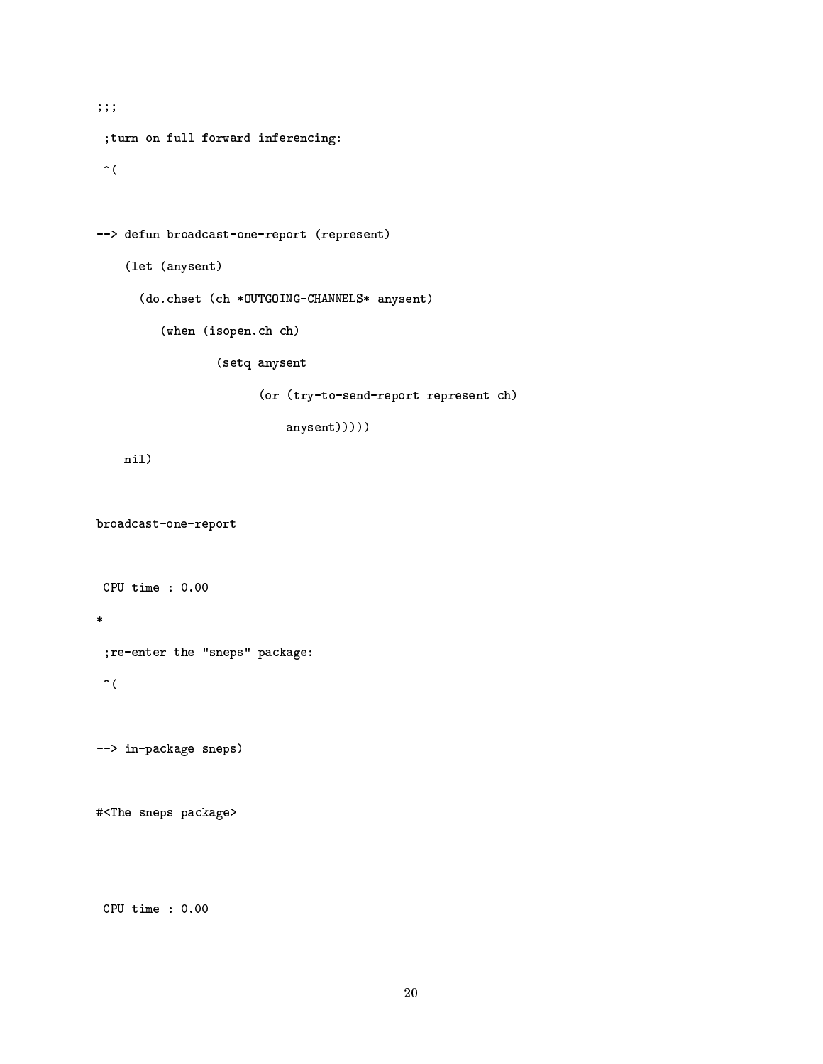```
;;;

 ;turn on full forward inferencing:

 ^(

--> defun broadcast-one-report (represent)

    (let (anysent)

      (do.chset (ch *OUTGOING-CHANNELS* anysent)

         (when (isopen.ch ch)

                 (setq anysent

                       (or (try-to-send-report represent ch)

                           anysent)))))

    nil)

broadcast-one-report

 CPU time : 0.00

*

 ;re-enter the "sneps" package:

 ^(

--> in-package sneps)

#<The sneps package>

 CPU time : 0.00
```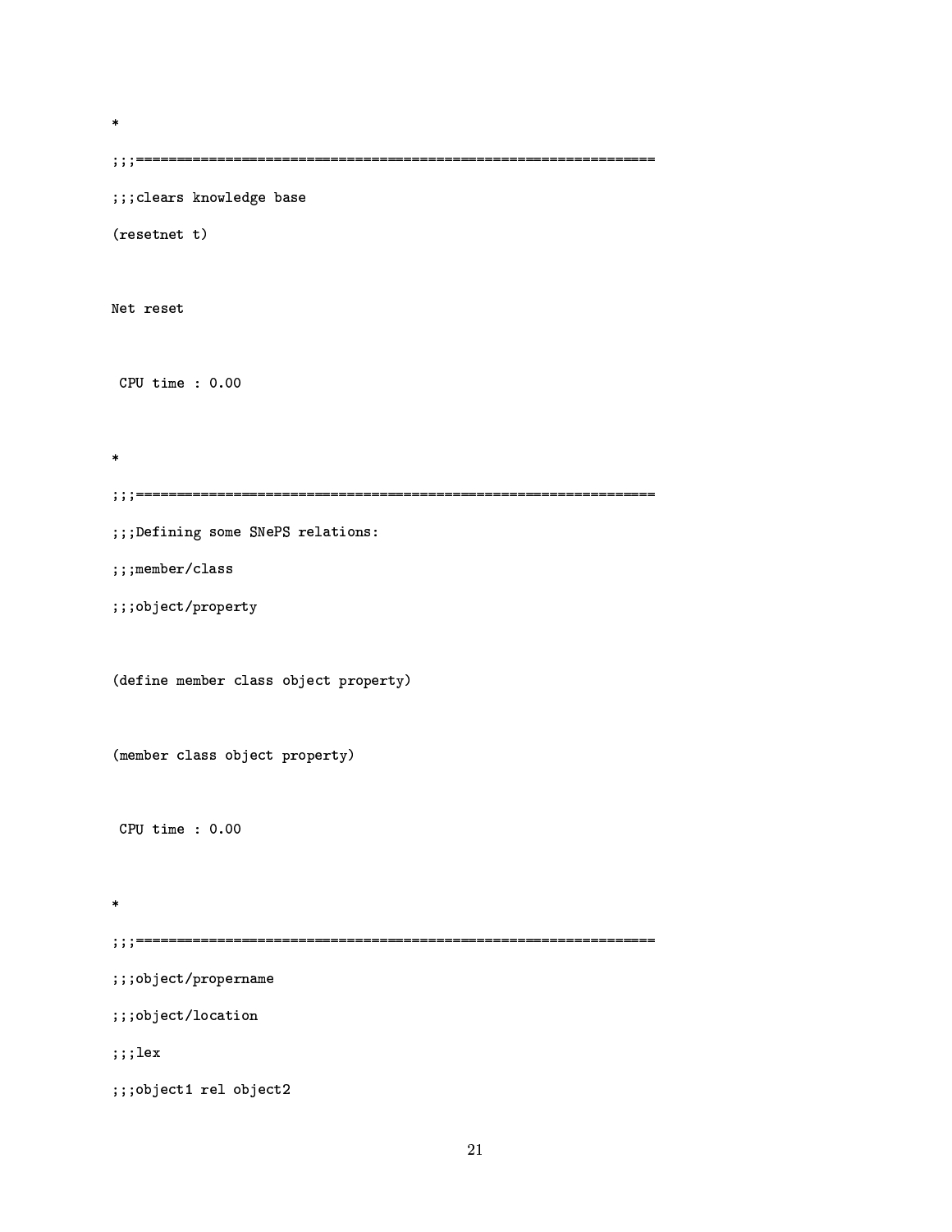```
*
;;;===============================================================
;;;clears knowledge base
(resetnet t)


Net reset


 CPU time : 0.00


*
;;;===============================================================
;;;Defining some SNePS relations:
;;;member/class
;;;object/property

(define member class object property)

(member class object property)

 CPU time : 0.00


*
;;;===============================================================
;;;object/propername
;;;object/location
;;;lex
;;;object1 rel object2
```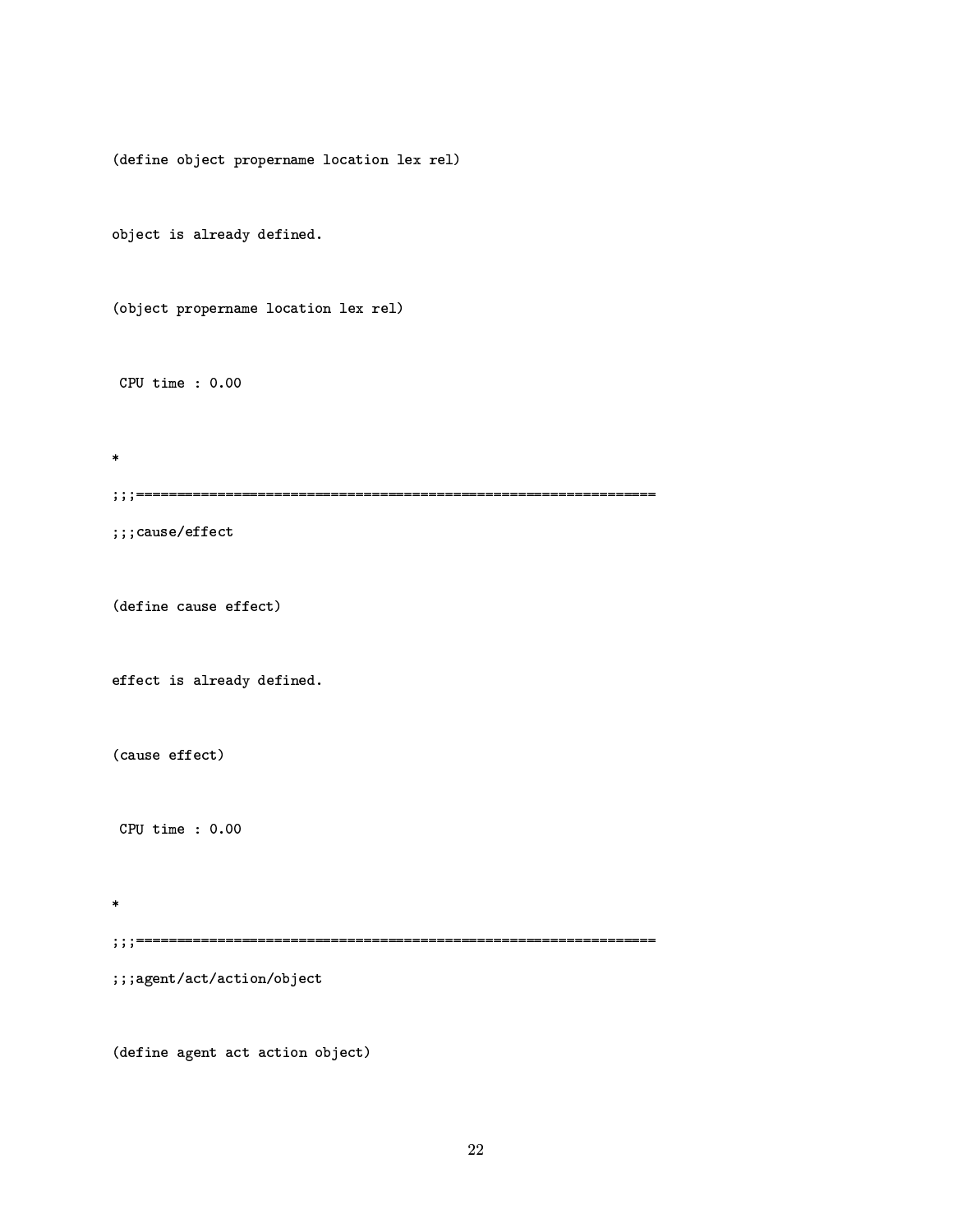```
(define object propername location lex rel)

object is already defined.

(object propername location lex rel)

 CPU time : 0.00

*
;;;================================================================
;;;cause/effect

(define cause effect)

effect is already defined.

(cause effect)

 CPU time : 0.00

*
;;;================================================================
;;;agent/act/action/object

(define agent act action object)
```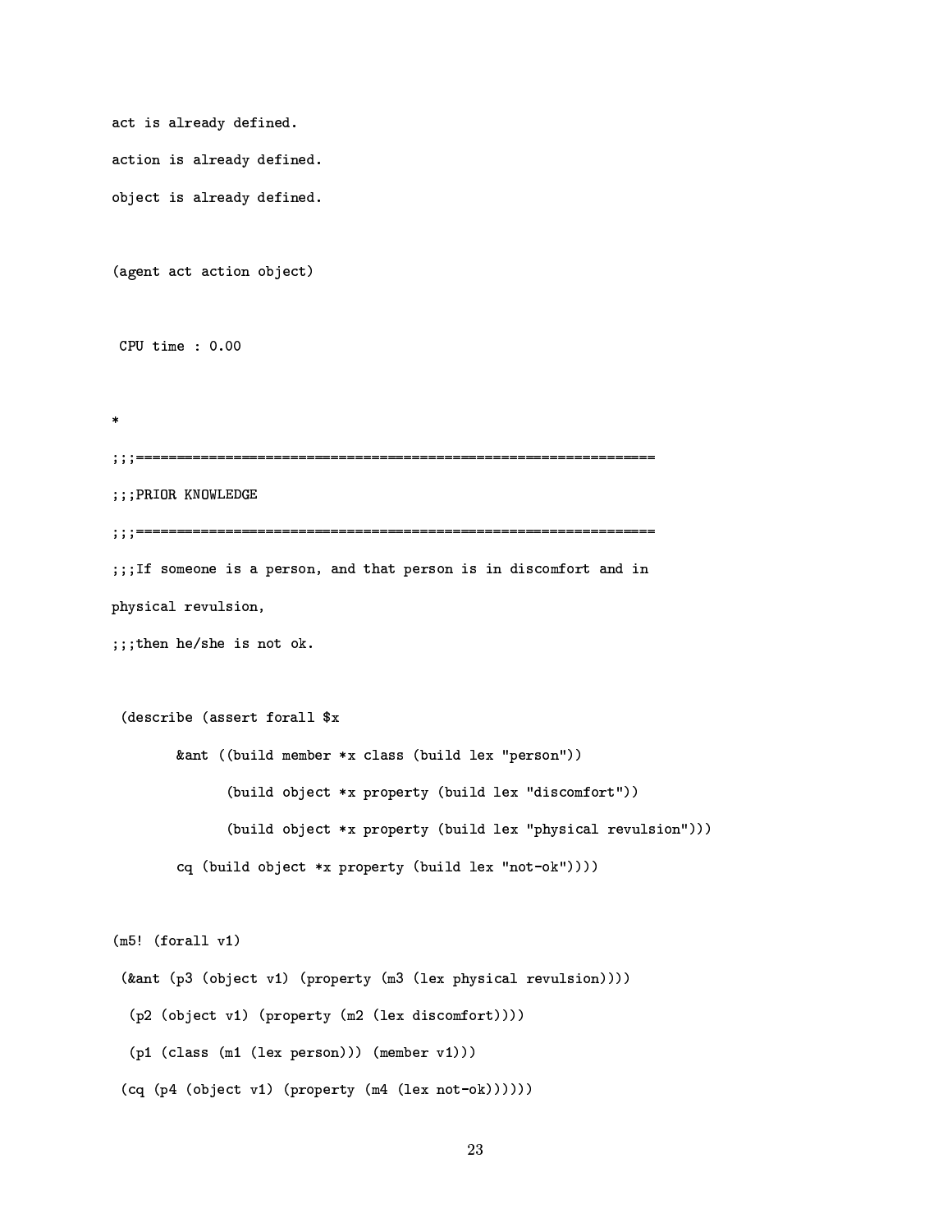```
act is already defined.

action is already defined.

object is already defined.


(agent act action object)


 CPU time : 0.00


*

;;;================================================================

;;;PRIOR KNOWLEDGE

;;;================================================================

;;;If someone is a person, and that person is in discomfort and in
physical revulsion,
;;;then he/she is not ok.


 (describe (assert forall $x
        &ant ((build member *x class (build lex "person"))
              (build object *x property (build lex "discomfort"))
              (build object *x property (build lex "physical revulsion")))
        cq (build object *x property (build lex "not-ok"))))


(m5! (forall v1)
 (&ant (p3 (object v1) (property (m3 (lex physical revulsion))))
  (p2 (object v1) (property (m2 (lex discomfort))))
  (p1 (class (m1 (lex person))) (member v1)))
 (cq (p4 (object v1) (property (m4 (lex not-ok))))))
```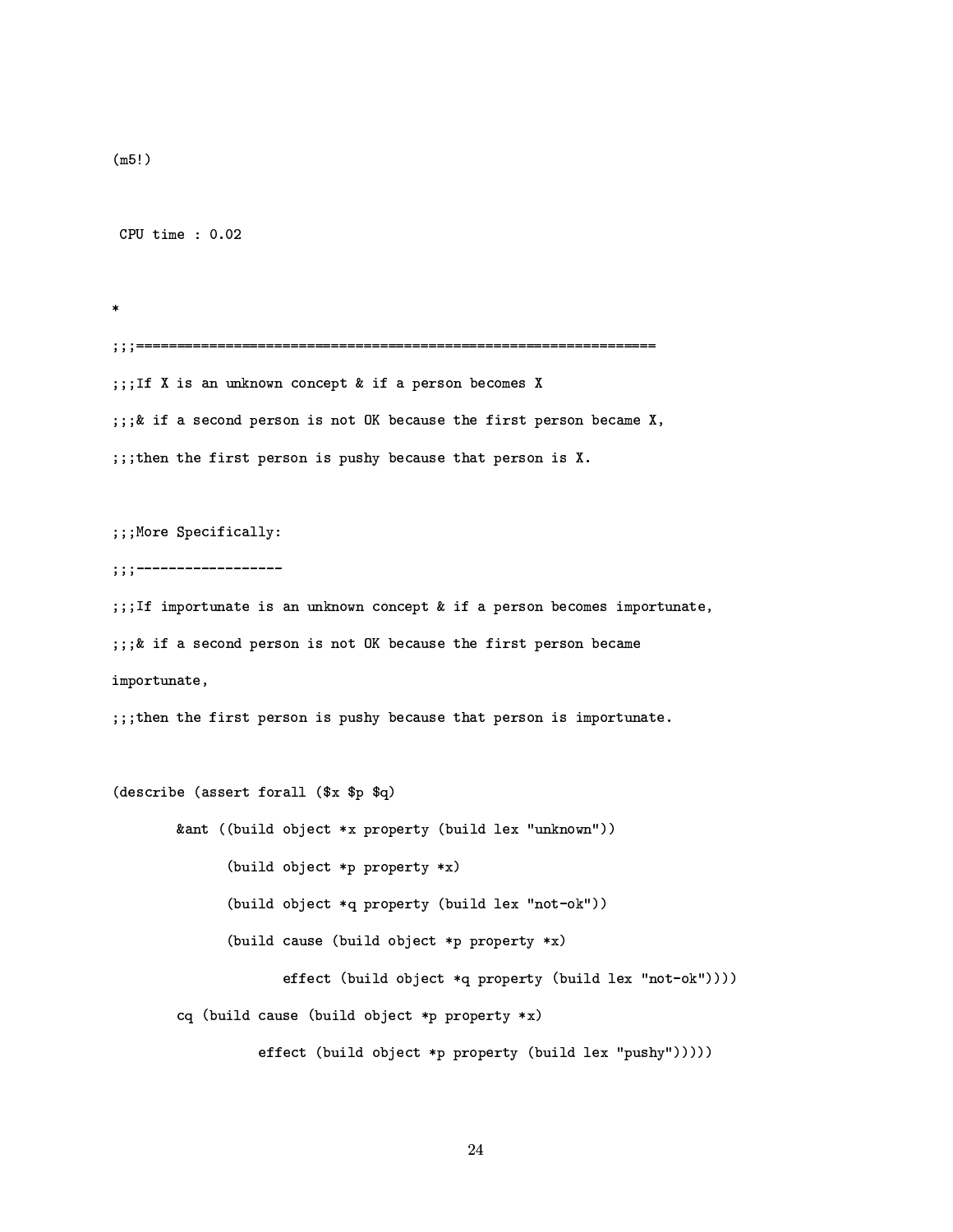```
(m5!)


 CPU time : 0.02


*

;;;================================================================

;;;If X is an unknown concept & if a person becomes X

;;;& if a second person is not OK because the first person became X,

;;;then the first person is pushy because that person is X.


;;;More Specifically:

;;;------------------

;;;If importunate is an unknown concept & if a person becomes importunate,

;;;& if a second person is not OK because the first person became
importunate,

;;;then the first person is pushy because that person is importunate.


(describe (assert forall ($x $p $q)

        &ant ((build object *x property (build lex "unknown"))

              (build object *p property *x)

              (build object *q property (build lex "not-ok"))

              (build cause (build object *p property *x)

                     effect (build object *q property (build lex "not-ok"))))

        cq (build cause (build object *p property *x)

                 effect (build object *p property (build lex "pushy")))))
```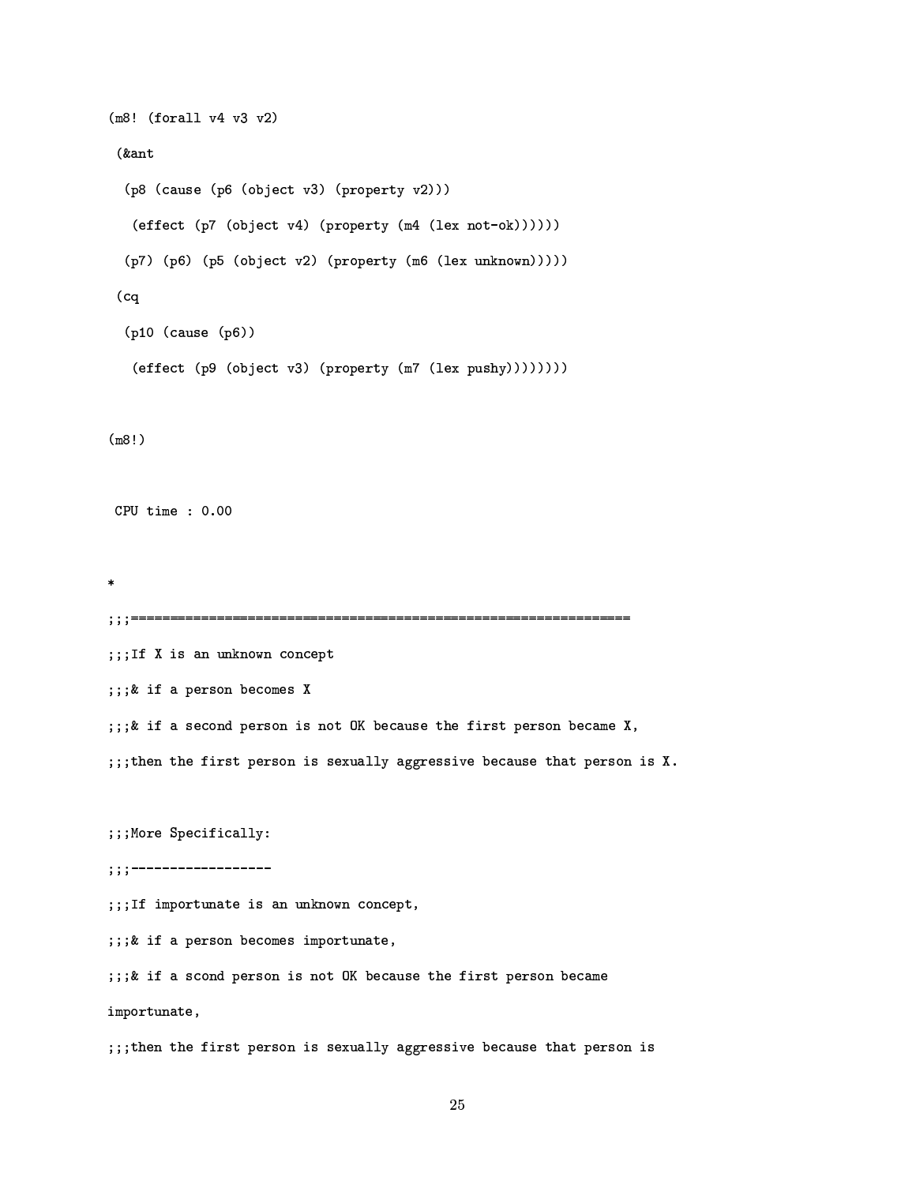```
(m8! (forall v4 v3 v2)

 (&ant

  (p8 (cause (p6 (object v3) (property v2)))

   (effect (p7 (object v4) (property (m4 (lex not-ok))))))

  (p7) (p6) (p5 (object v2) (property (m6 (lex unknown)))))

 (cq

  (p10 (cause (p6))

   (effect (p9 (object v3) (property (m7 (lex pushy))))))))


(m8!)


 CPU time : 0.00


*

;;;=================================================================

;;;If X is an unknown concept

;;;& if a person becomes X

;;;& if a second person is not OK because the first person became X,

;;;then the first person is sexually aggressive because that person is X.


;;;More Specifically:

;;;------------------

;;;If importunate is an unknown concept,

;;;& if a person becomes importunate,

;;;& if a scond person is not OK because the first person became
importunate,

;;;then the first person is sexually aggressive because that person is
```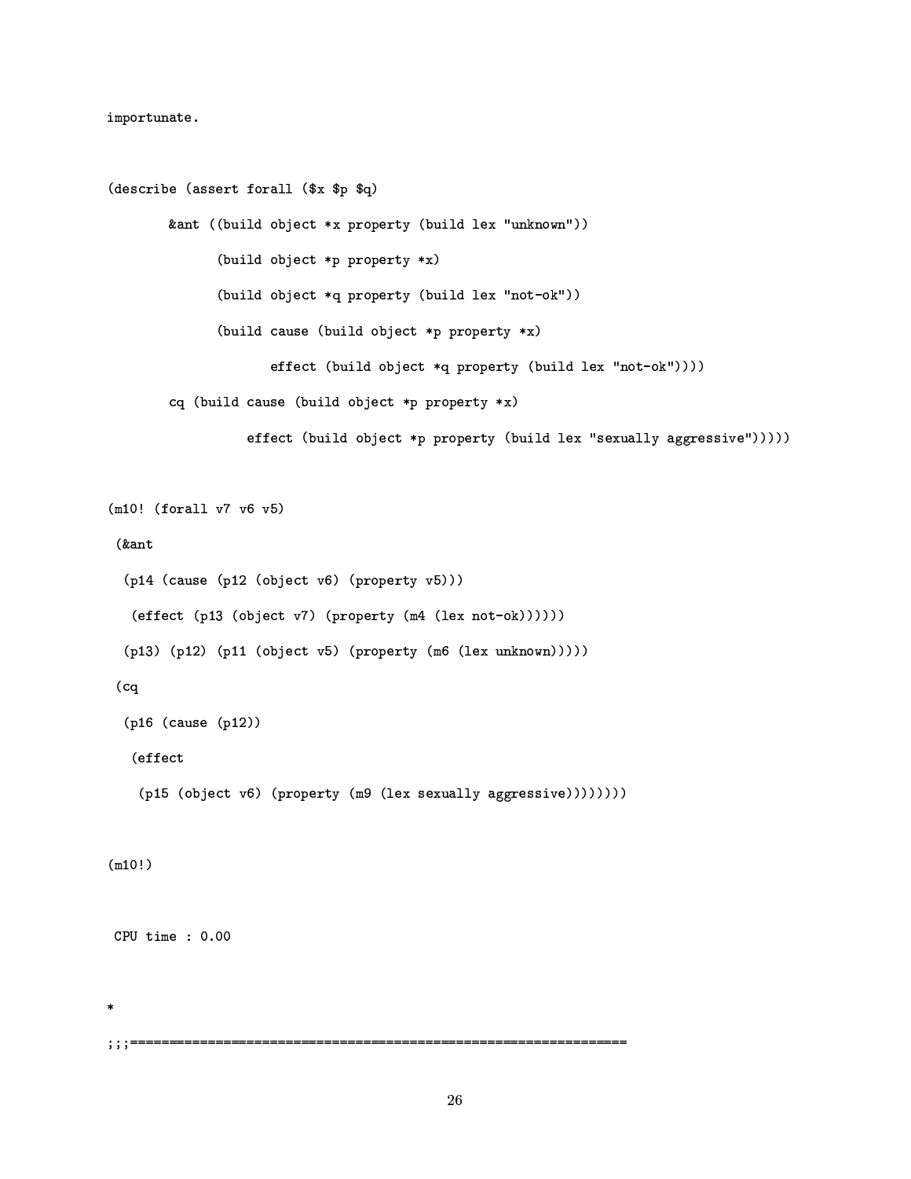importunate.

```
(describe (assert forall ($x $p $q)

        &ant ((build object *x property (build lex "unknown"))

              (build object *p property *x)

              (build object *q property (build lex "not-ok"))

              (build cause (build object *p property *x)

                     effect (build object *q property (build lex "not-ok"))))

        cq (build cause (build object *p property *x)

                  effect (build object *p property (build lex "sexually aggressive")))))


(m10! (forall v7 v6 v5)

 (&ant

  (p14 (cause (p12 (object v6) (property v5)))

   (effect (p13 (object v7) (property (m4 (lex not-ok))))))

  (p13) (p12) (p11 (object v5) (property (m6 (lex unknown)))))

 (cq

  (p16 (cause (p12))

   (effect

    (p15 (object v6) (property (m9 (lex sexually aggressive))))))))


(m10!)


 CPU time : 0.00


*

;;;==============================================================
```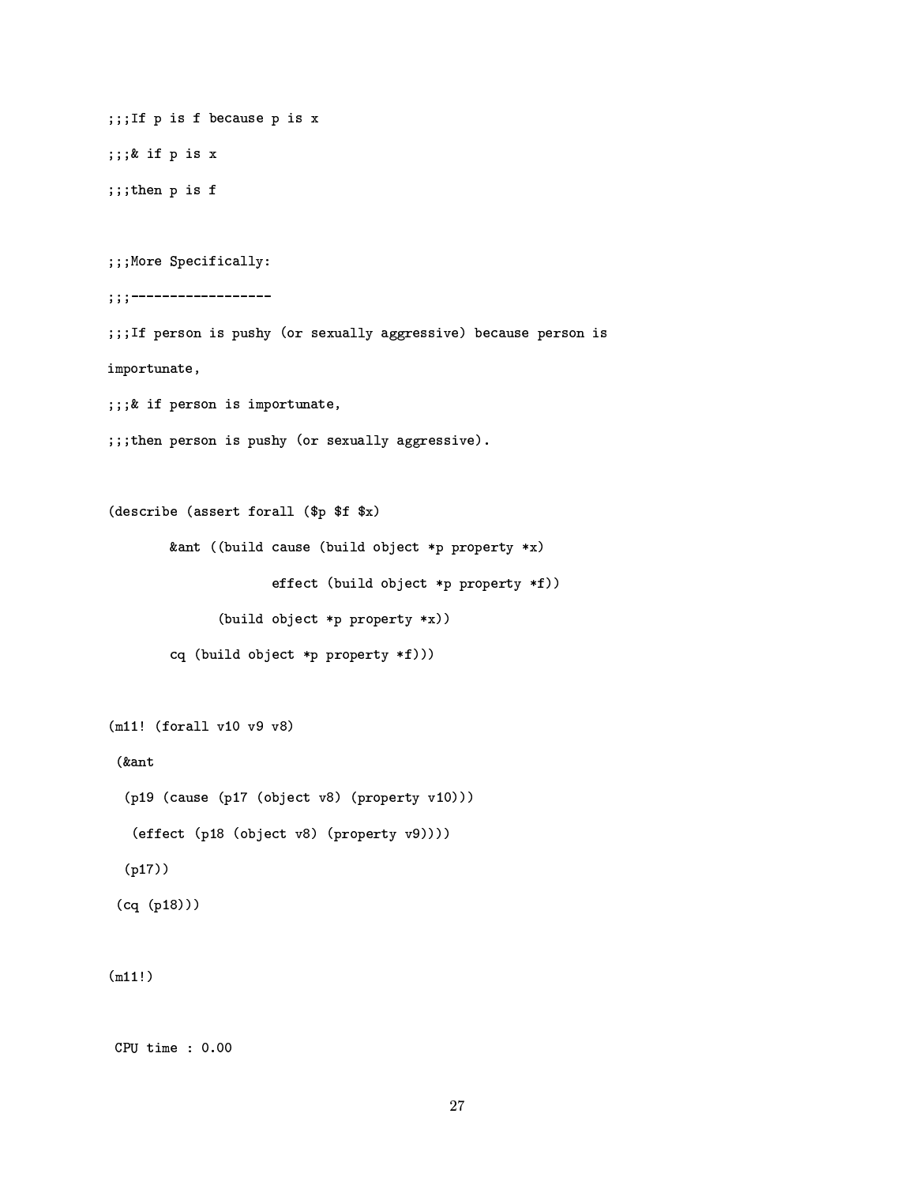```
;;;If p is f because p is x

;;;& if p is x

;;;then p is f


;;;More Specifically:

;;;------------------

;;;If person is pushy (or sexually aggressive) because person is
importunate,

;;;& if person is importunate,

;;;then person is pushy (or sexually aggressive).


(describe (assert forall ($p $f $x)

        &ant ((build cause (build object *p property *x)

                      effect (build object *p property *f))

              (build object *p property *x))

        cq (build object *p property *f)))


(m11! (forall v10 v9 v8)

 (&ant

  (p19 (cause (p17 (object v8) (property v10)))

   (effect (p18 (object v8) (property v9))))

  (p17))

 (cq (p18)))


(m11!)


 CPU time : 0.00
```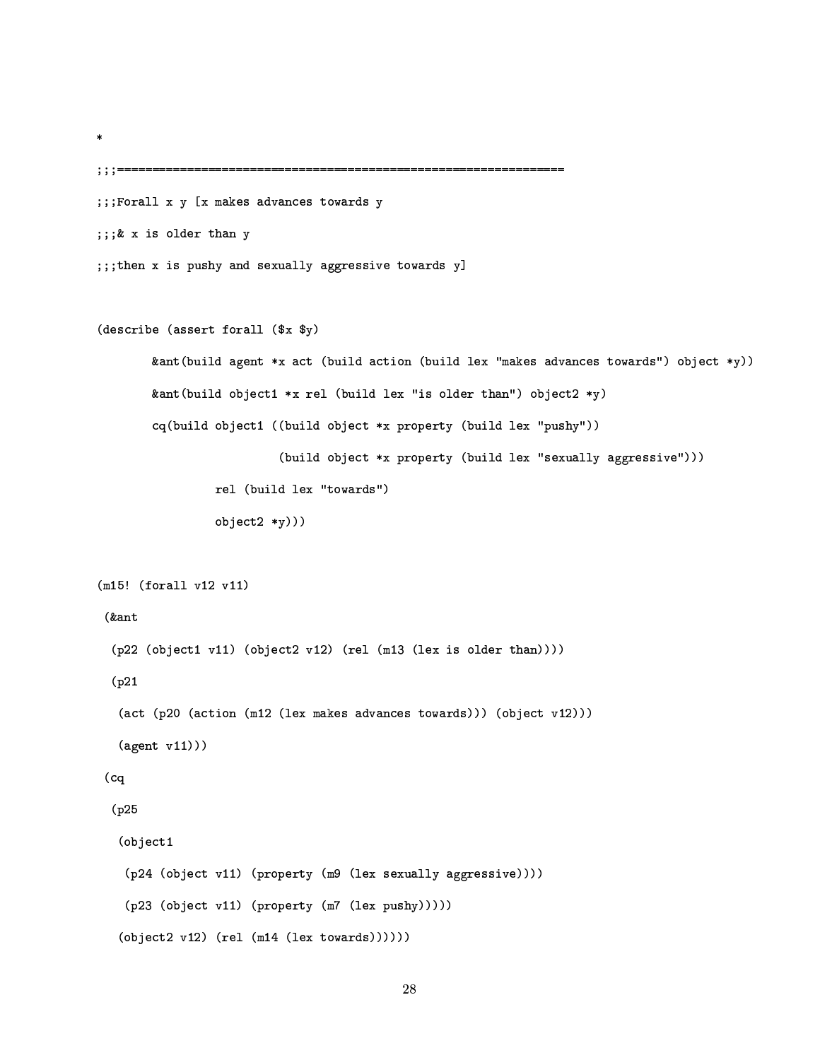```
*
;;;================================================================
;;;Forall x y [x makes advances towards y
;;;& x is older than y
;;;then x is pushy and sexually aggressive towards y]

(describe (assert forall ($x $y)
        &ant(build agent *x act (build action (build lex "makes advances towards") object *y))
        &ant(build object1 *x rel (build lex "is older than") object2 *y)
        cq(build object1 ((build object *x property (build lex "pushy"))
                          (build object *x property (build lex "sexually aggressive")))
                rel (build lex "towards")
                object2 *y)))

(m15! (forall v12 v11)
 (&ant
  (p22 (object1 v11) (object2 v12) (rel (m13 (lex is older than))))
  (p21
   (act (p20 (action (m12 (lex makes advances towards))) (object v12)))
   (agent v11)))
 (cq
  (p25
   (object1
    (p24 (object v11) (property (m9 (lex sexually aggressive))))
    (p23 (object v11) (property (m7 (lex pushy)))))
   (object2 v12) (rel (m14 (lex towards))))))
```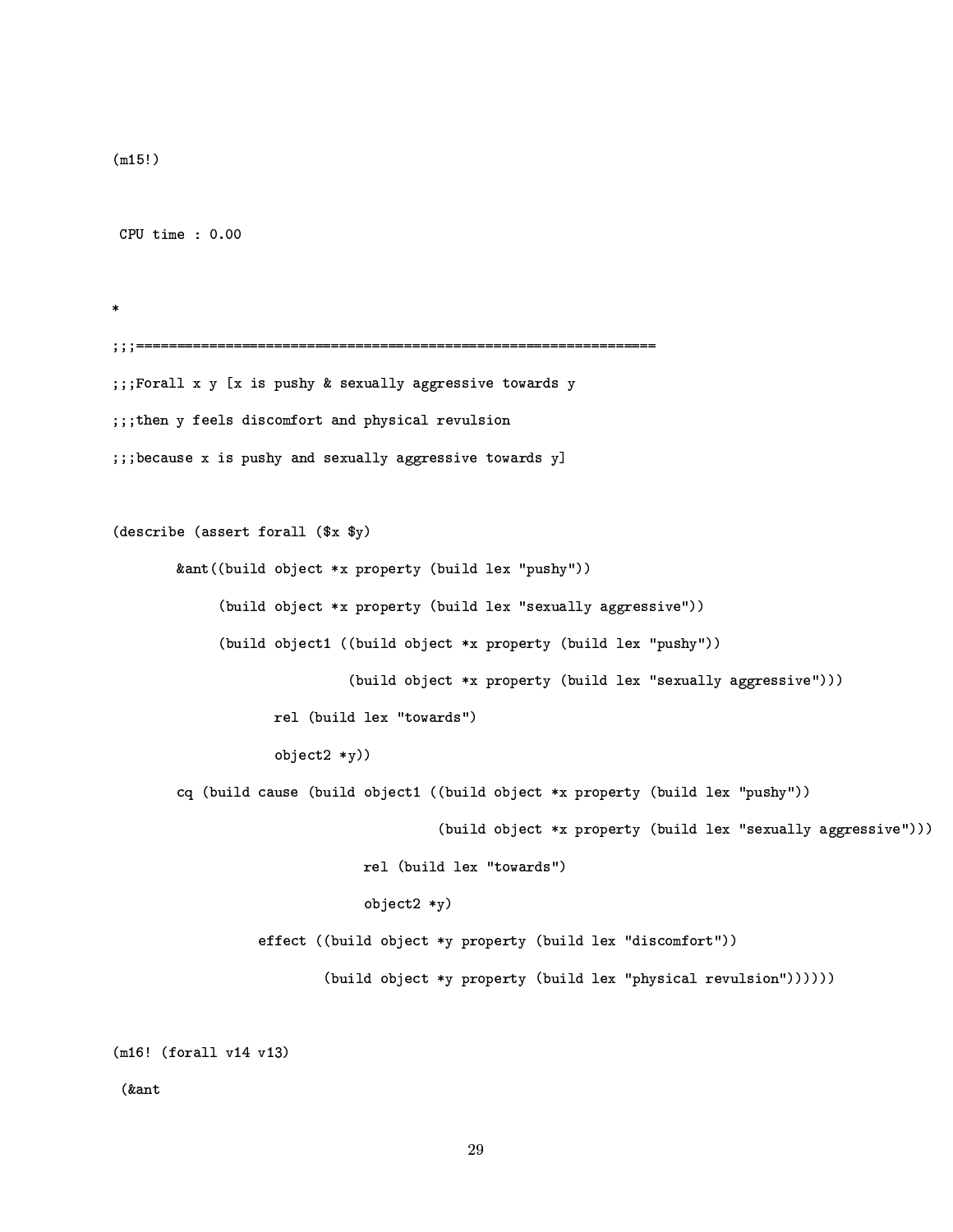```
(m15!)


 CPU time : 0.00


*

;;;================================================================

;;;Forall x y [x is pushy & sexually aggressive towards y

;;;then y feels discomfort and physical revulsion

;;;because x is pushy and sexually aggressive towards y]


(describe (assert forall ($x $y)
        &ant((build object *x property (build lex "pushy"))
             (build object *x property (build lex "sexually aggressive"))
             (build object1 ((build object *x property (build lex "pushy"))
                             (build object *x property (build lex "sexually aggressive")))
                    rel (build lex "towards")
                    object2 *y))
        cq (build cause (build object1 ((build object *x property (build lex "pushy"))
                                        (build object *x property (build lex "sexually aggressive")))
                               rel (build lex "towards")
                               object2 *y)
                  effect ((build object *y property (build lex "discomfort"))
                          (build object *y property (build lex "physical revulsion"))))))


(m16! (forall v14 v13)

 (&ant
```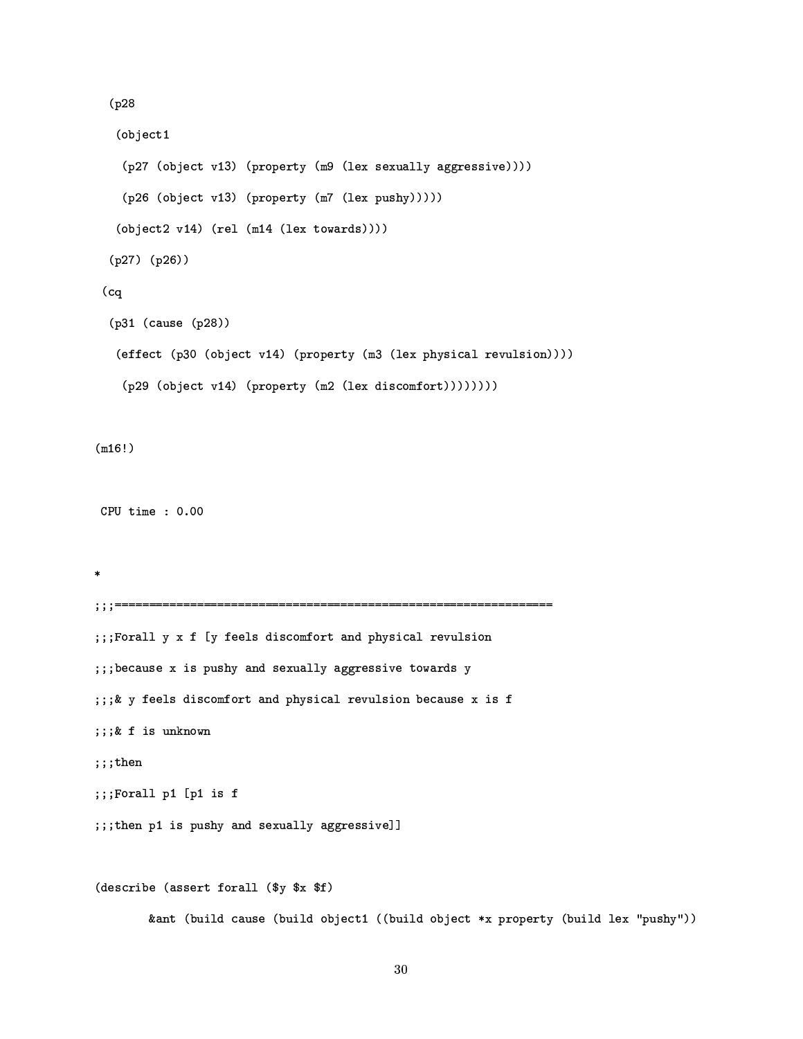```
  (p28
   (object1
    (p27 (object v13) (property (m9 (lex sexually aggressive))))
    (p26 (object v13) (property (m7 (lex pushy)))))
   (object2 v14) (rel (m14 (lex towards))))
  (p27) (p26))
 (cq
  (p31 (cause (p28))
   (effect (p30 (object v14) (property (m3 (lex physical revulsion))))
    (p29 (object v14) (property (m2 (lex discomfort))))))))

(m16!)

 CPU time : 0.00

*
;;;=================================================================
;;;Forall y x f [y feels discomfort and physical revulsion
;;;because x is pushy and sexually aggressive towards y
;;;& y feels discomfort and physical revulsion because x is f
;;;& f is unknown
;;;then
;;;Forall p1 [p1 is f
;;;then p1 is pushy and sexually aggressive]]

(describe (assert forall ($y $x $f)
        &ant (build cause (build object1 ((build object *x property (build lex "pushy"))
```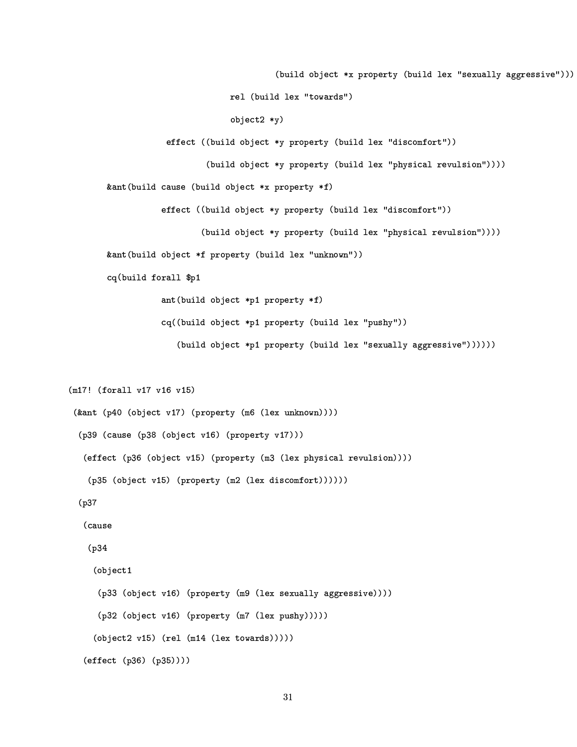```
                                          (build object *x property (build lex "sexually aggressive")))

                               rel (build lex "towards")

                               object2 *y)

                  effect ((build object *y property (build lex "discomfort"))

                          (build object *y property (build lex "physical revulsion"))))

       &ant(build cause (build object *x property *f)

                  effect ((build object *y property (build lex "discomfort"))

                          (build object *y property (build lex "physical revulsion"))))

       &ant(build object *f property (build lex "unknown"))

       cq(build forall $p1

                  ant(build object *p1 property *f)

                  cq((build object *p1 property (build lex "pushy"))

                     (build object *p1 property (build lex "sexually aggressive"))))))
```

```
(m17! (forall v17 v16 v15)
 (&ant (p40 (object v17) (property (m6 (lex unknown))))
  (p39 (cause (p38 (object v16) (property v17)))
   (effect (p36 (object v15) (property (m3 (lex physical revulsion))))
    (p35 (object v15) (property (m2 (lex discomfort))))))
  (p37
   (cause
    (p34
     (object1
      (p33 (object v16) (property (m9 (lex sexually aggressive))))
      (p32 (object v16) (property (m7 (lex pushy)))))
     (object2 v15) (rel (m14 (lex towards)))))
   (effect (p36) (p35))))
```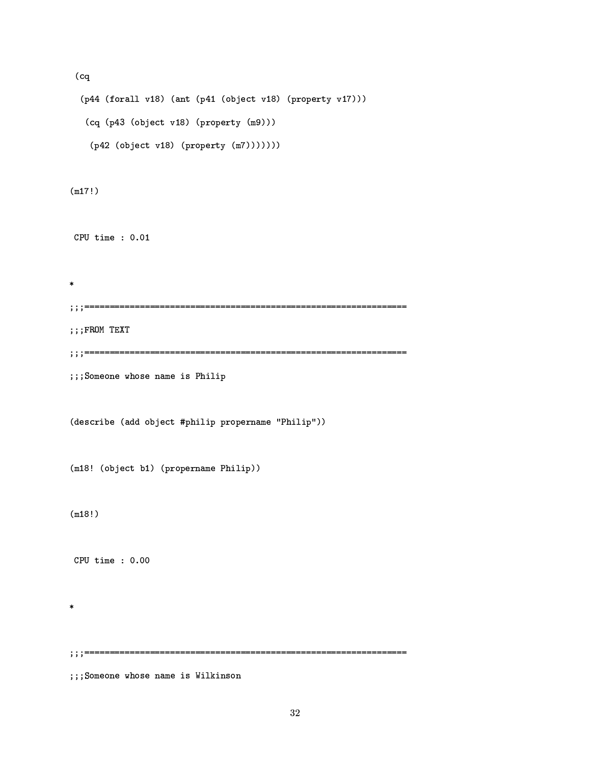```
 (cq
  (p44 (forall v18) (ant (p41 (object v18) (property v17)))
   (cq (p43 (object v18) (property (m9)))
    (p42 (object v18) (property (m7)))))))

(m17!)

 CPU time : 0.01

*
;;;================================================================
;;;FROM TEXT
;;;================================================================
;;;Someone whose name is Philip

(describe (add object #philip propername "Philip"))

(m18! (object b1) (propername Philip))

(m18!)

 CPU time : 0.00

*

;;;================================================================
;;;Someone whose name is Wilkinson
```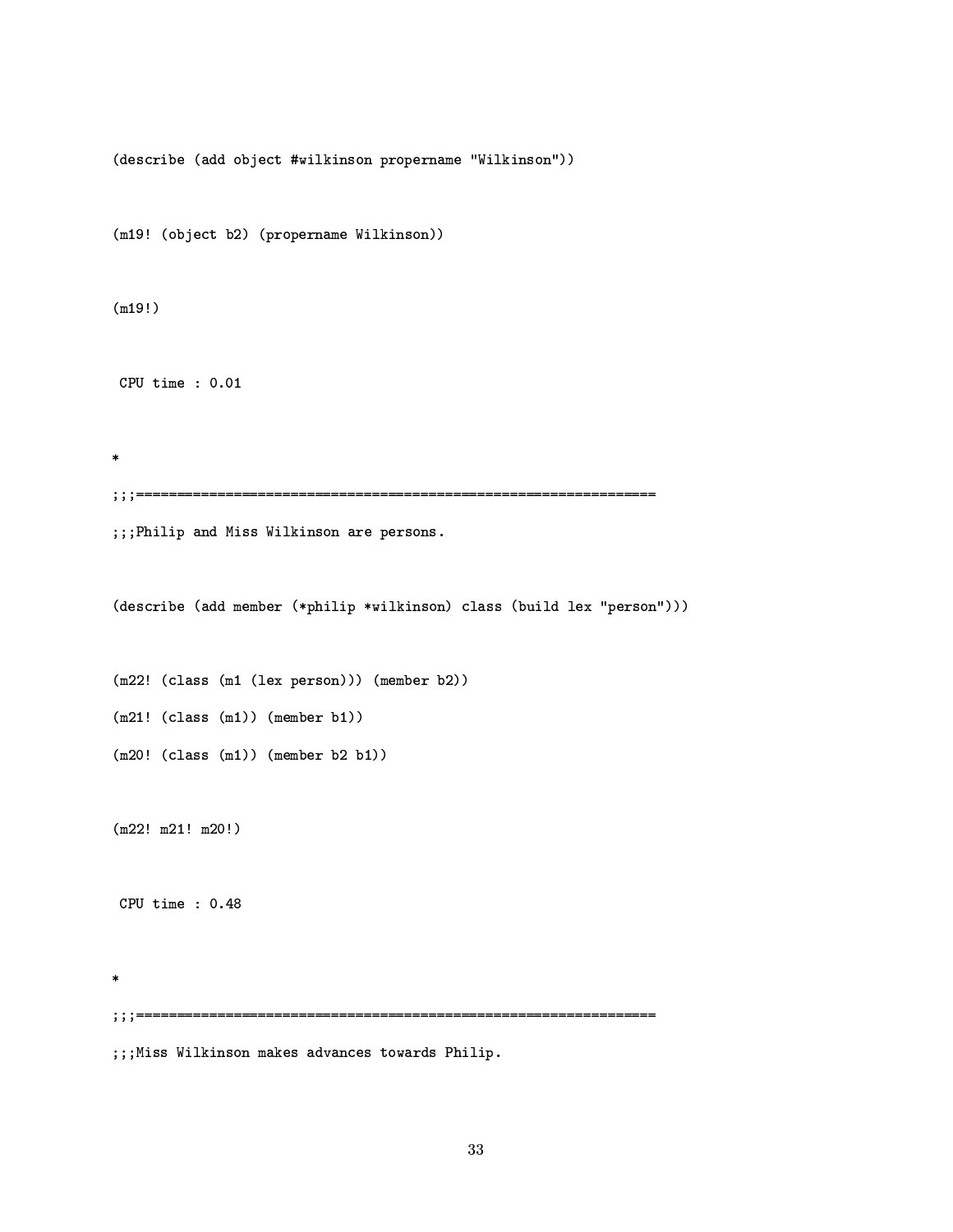```
(describe (add object #wilkinson propername "Wilkinson"))

(m19! (object b2) (propername Wilkinson))

(m19!)

 CPU time : 0.01

*
;;;===============================================================
;;;Philip and Miss Wilkinson are persons.

(describe (add member (*philip *wilkinson) class (build lex "person")))

(m22! (class (m1 (lex person))) (member b2))
(m21! (class (m1)) (member b1))
(m20! (class (m1)) (member b2 b1))

(m22! m21! m20!)

 CPU time : 0.48

*
;;;===============================================================
;;;Miss Wilkinson makes advances towards Philip.
```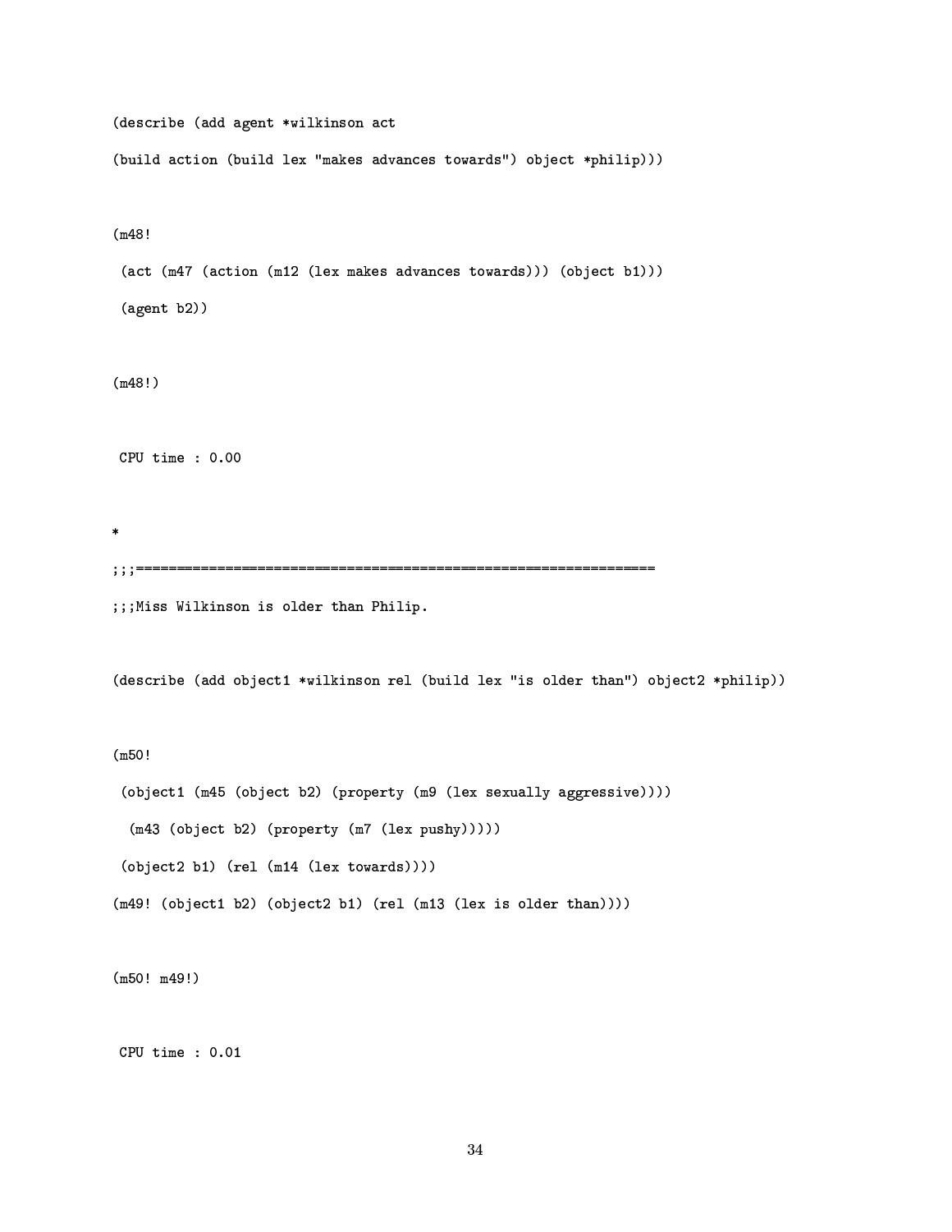```
(describe (add agent *wilkinson act

(build action (build lex "makes advances towards") object *philip)))


(m48!

 (act (m47 (action (m12 (lex makes advances towards))) (object b1)))

 (agent b2))


(m48!)


 CPU time : 0.00


*

;;;===============================================================

;;;Miss Wilkinson is older than Philip.


(describe (add object1 *wilkinson rel (build lex "is older than") object2 *philip))


(m50!

 (object1 (m45 (object b2) (property (m9 (lex sexually aggressive))))

  (m43 (object b2) (property (m7 (lex pushy)))))

 (object2 b1) (rel (m14 (lex towards))))

(m49! (object1 b2) (object2 b1) (rel (m13 (lex is older than))))


(m50! m49!)


 CPU time : 0.01
```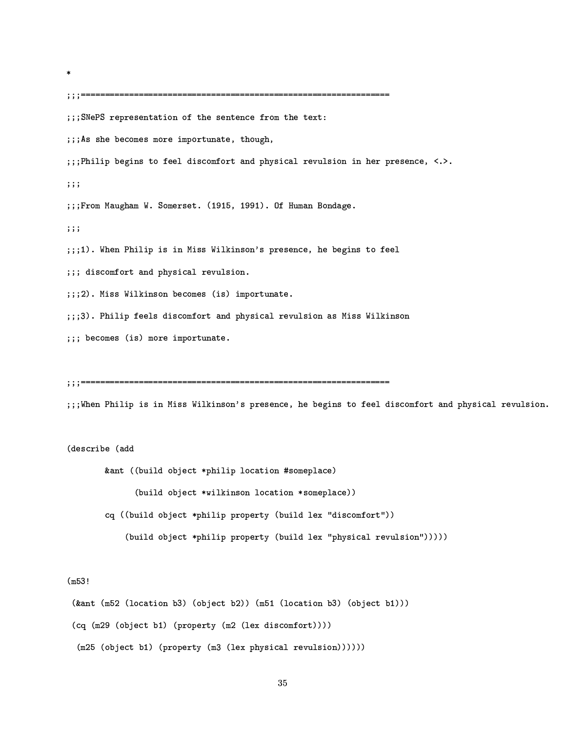```
*

;;;==============================================================

;;;SNePS representation of the sentence from the text:

;;;As she becomes more importunate, though,

;;;Philip begins to feel discomfort and physical revulsion in her presence, <.>.

;;;

;;;From Maugham W. Somerset. (1915, 1991). Of Human Bondage.

;;;

;;;1). When Philip is in Miss Wilkinson's presence, he begins to feel

;;; discomfort and physical revulsion.

;;;2). Miss Wilkinson becomes (is) importunate.

;;;3). Philip feels discomfort and physical revulsion as Miss Wilkinson

;;; becomes (is) more importunate.


;;;==============================================================

;;;When Philip is in Miss Wilkinson's presence, he begins to feel discomfort and physical revulsion.


(describe (add

        &ant ((build object *philip location #someplace)

              (build object *wilkinson location *someplace))

        cq ((build object *philip property (build lex "discomfort"))

            (build object *philip property (build lex "physical revulsion")))))


(m53!

 (&ant (m52 (location b3) (object b2)) (m51 (location b3) (object b1)))

 (cq (m29 (object b1) (property (m2 (lex discomfort))))

  (m25 (object b1) (property (m3 (lex physical revulsion))))))
```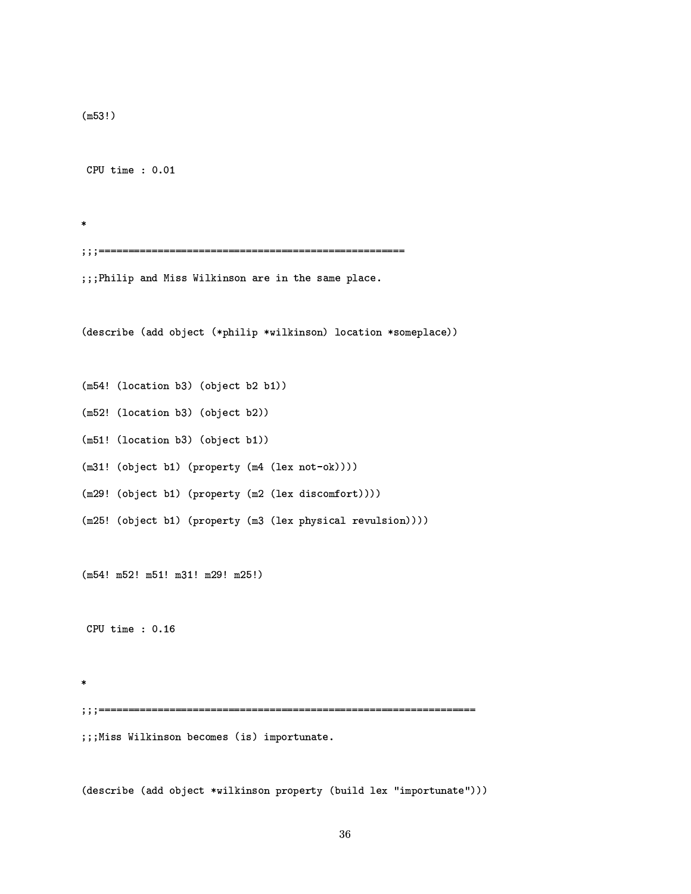```
(m53!)

 CPU time : 0.01

*
;;;==================================================
;;;Philip and Miss Wilkinson are in the same place.

(describe (add object (*philip *wilkinson) location *someplace))

(m54! (location b3) (object b2 b1))
(m52! (location b3) (object b2))
(m51! (location b3) (object b1))
(m31! (object b1) (property (m4 (lex not-ok))))
(m29! (object b1) (property (m2 (lex discomfort))))
(m25! (object b1) (property (m3 (lex physical revulsion))))

(m54! m52! m51! m31! m29! m25!)

 CPU time : 0.16

*
;;;==============================================================
;;;Miss Wilkinson becomes (is) importunate.

(describe (add object *wilkinson property (build lex "importunate")))
```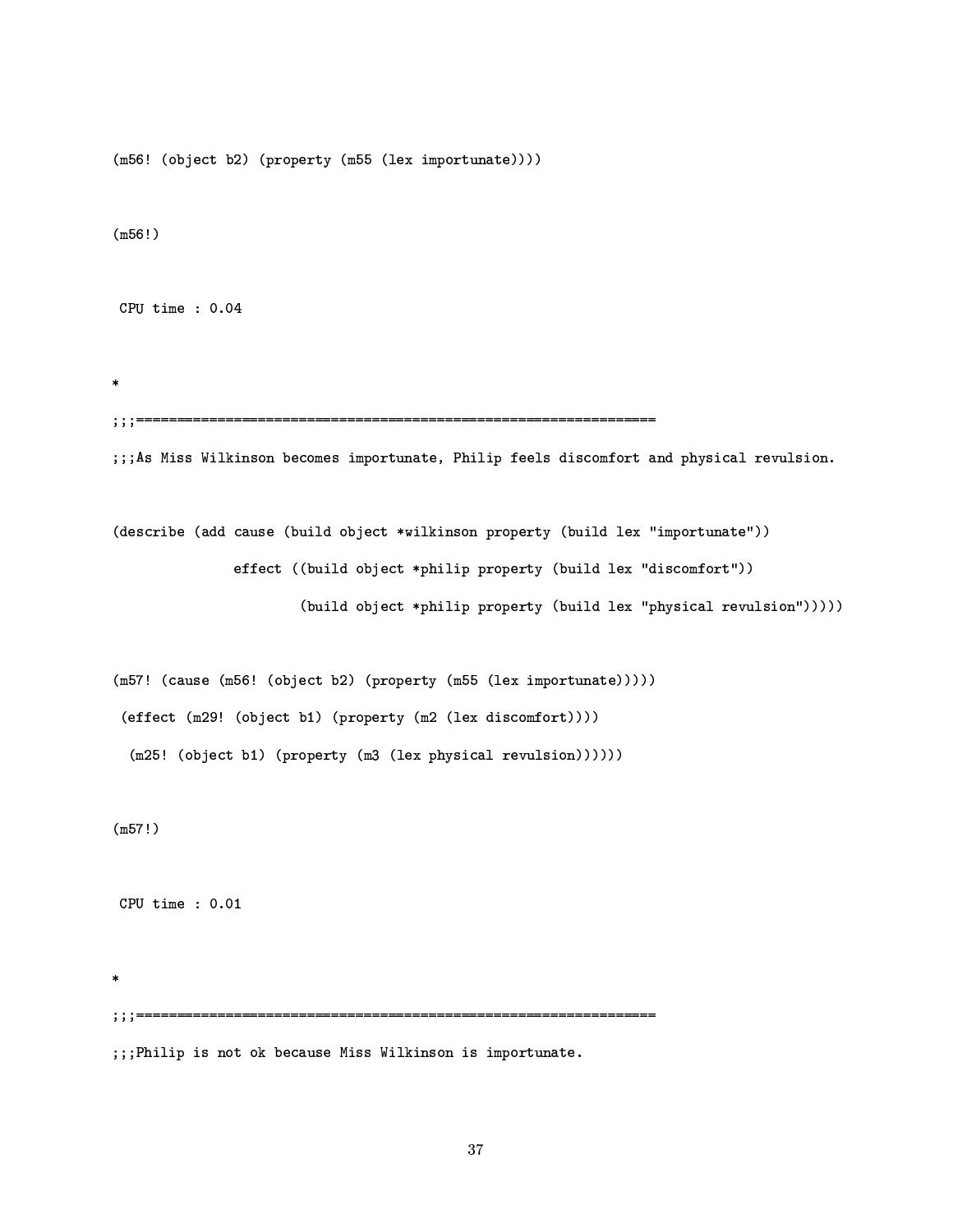```
(m56! (object b2) (property (m55 (lex importunate))))

(m56!)

 CPU time : 0.04

*
;;;================================================================
;;;As Miss Wilkinson becomes importunate, Philip feels discomfort and physical revulsion.

(describe (add cause (build object *wilkinson property (build lex "importunate"))
               effect ((build object *philip property (build lex "discomfort"))
                       (build object *philip property (build lex "physical revulsion")))))

(m57! (cause (m56! (object b2) (property (m55 (lex importunate)))))
 (effect (m29! (object b1) (property (m2 (lex discomfort))))
  (m25! (object b1) (property (m3 (lex physical revulsion))))))

(m57!)

 CPU time : 0.01

*
;;;================================================================
;;;Philip is not ok because Miss Wilkinson is importunate.
```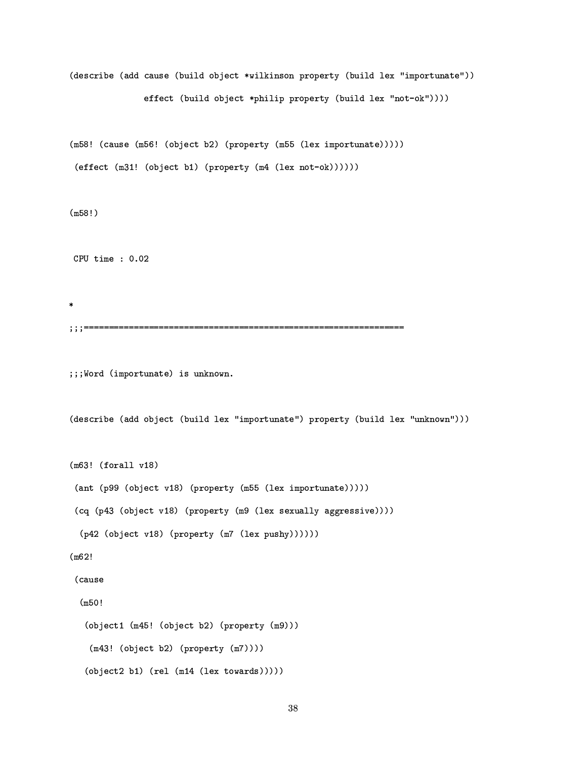```
(describe (add cause (build object *wilkinson property (build lex "importunate"))

               effect (build object *philip property (build lex "not-ok"))))


(m58! (cause (m56! (object b2) (property (m55 (lex importunate)))))

 (effect (m31! (object b1) (property (m4 (lex not-ok))))))


(m58!)


 CPU time : 0.02


*

;;;=============================================================


;;;Word (importunate) is unknown.


(describe (add object (build lex "importunate") property (build lex "unknown")))


(m63! (forall v18)

 (ant (p99 (object v18) (property (m55 (lex importunate)))))

 (cq (p43 (object v18) (property (m9 (lex sexually aggressive))))

  (p42 (object v18) (property (m7 (lex pushy))))))

(m62!

 (cause

  (m50!

   (object1 (m45! (object b2) (property (m9)))

    (m43! (object b2) (property (m7))))

   (object2 b1) (rel (m14 (lex towards)))))
```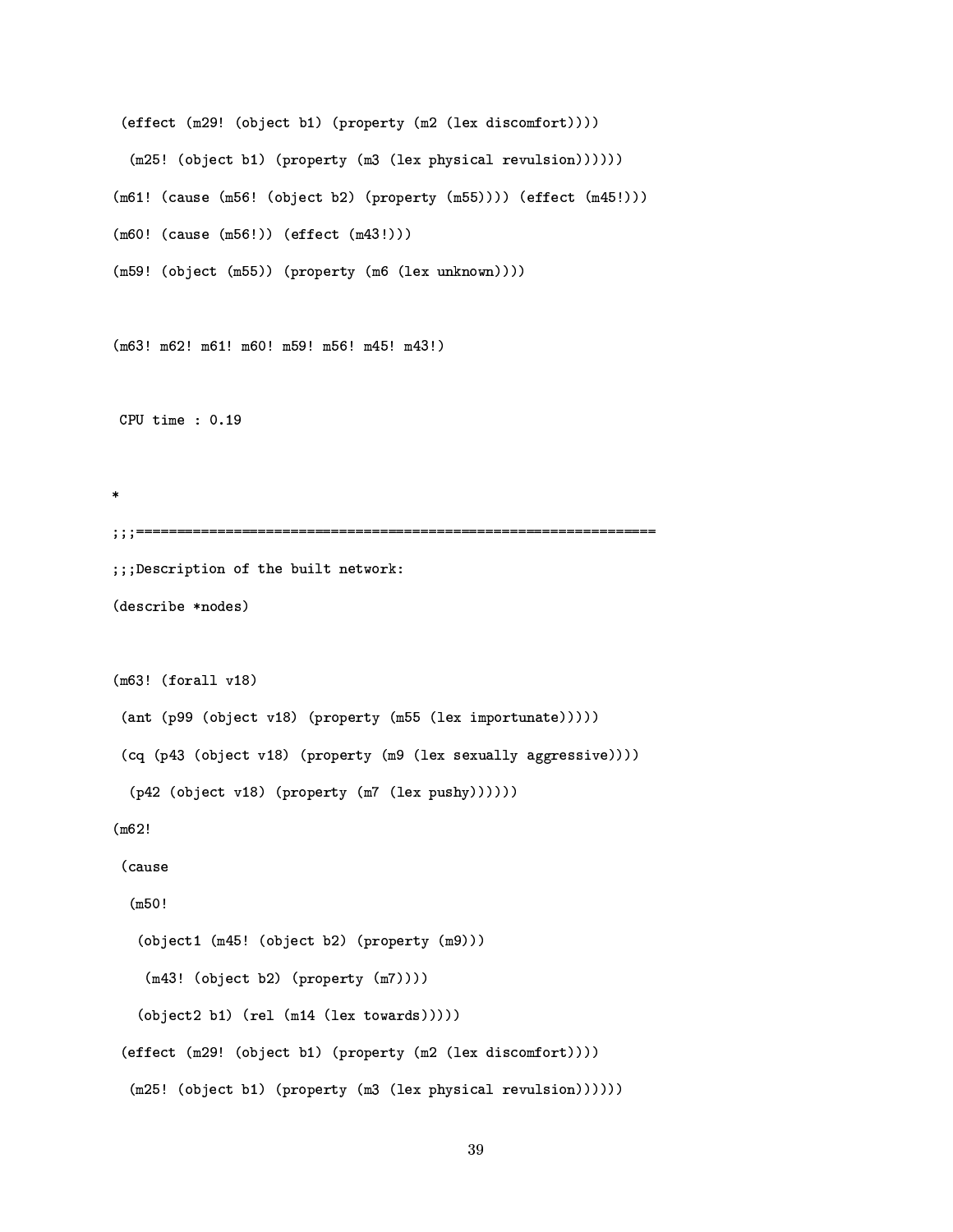```
 (effect (m29! (object b1) (property (m2 (lex discomfort))))
  (m25! (object b1) (property (m3 (lex physical revulsion))))))
(m61! (cause (m56! (object b2) (property (m55)))) (effect (m45!)))
(m60! (cause (m56!)) (effect (m43!)))
(m59! (object (m55)) (property (m6 (lex unknown))))


(m63! m62! m61! m60! m59! m56! m45! m43!)


 CPU time : 0.19


*
;;;==============================================================
;;;Description of the built network:
(describe *nodes)


(m63! (forall v18)
 (ant (p99 (object v18) (property (m55 (lex importunate)))))
 (cq (p43 (object v18) (property (m9 (lex sexually aggressive))))
  (p42 (object v18) (property (m7 (lex pushy))))))
(m62!
 (cause
  (m50!
   (object1 (m45! (object b2) (property (m9)))
    (m43! (object b2) (property (m7))))
   (object2 b1) (rel (m14 (lex towards)))))
 (effect (m29! (object b1) (property (m2 (lex discomfort))))
  (m25! (object b1) (property (m3 (lex physical revulsion))))))
```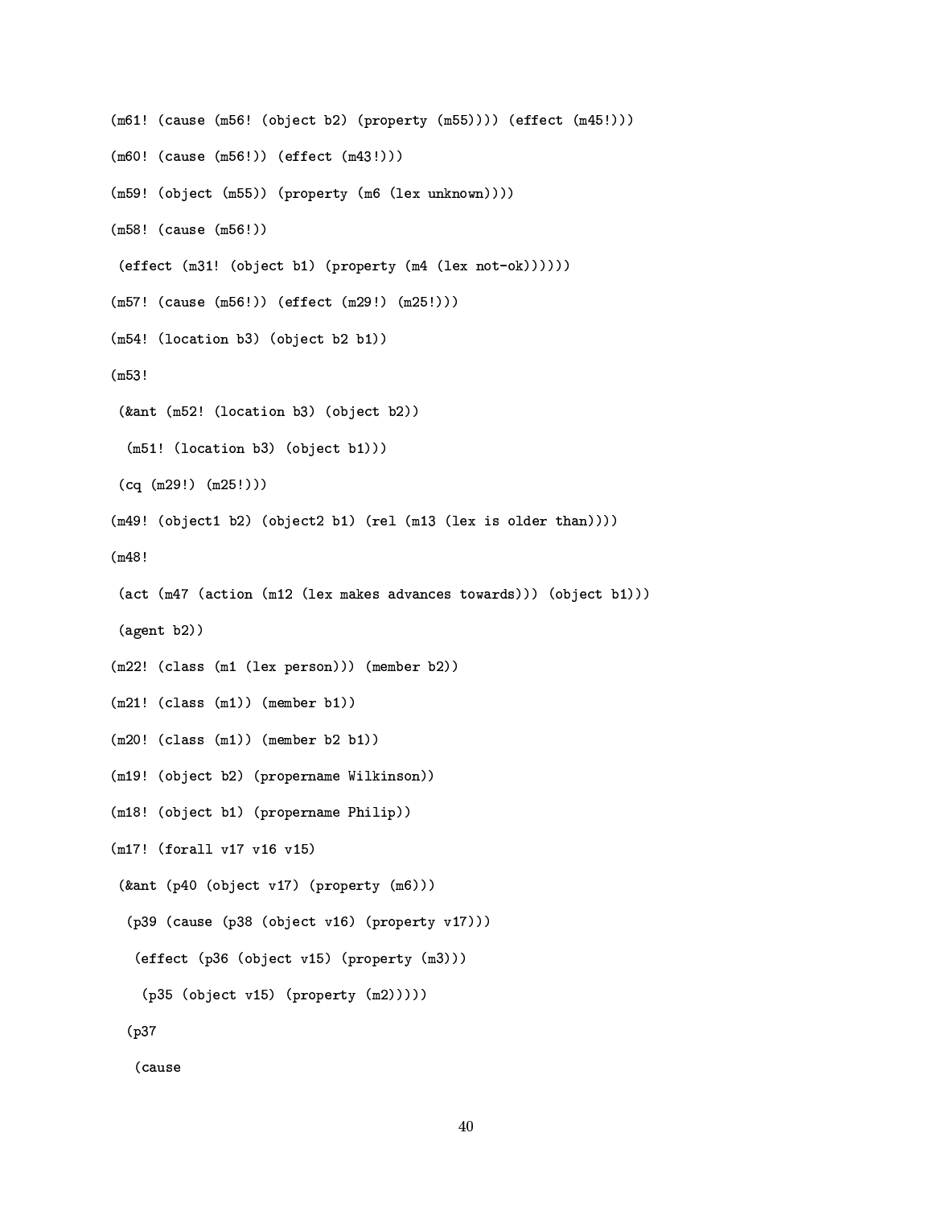```
(m61! (cause (m56! (object b2) (property (m55)))) (effect (m45!)))

(m60! (cause (m56!)) (effect (m43!)))

(m59! (object (m55)) (property (m6 (lex unknown))))

(m58! (cause (m56!))

 (effect (m31! (object b1) (property (m4 (lex not-ok))))))

(m57! (cause (m56!)) (effect (m29!) (m25!)))

(m54! (location b3) (object b2 b1))

(m53!

 (&ant (m52! (location b3) (object b2))

  (m51! (location b3) (object b1)))

 (cq (m29!) (m25!)))

(m49! (object1 b2) (object2 b1) (rel (m13 (lex is older than))))

(m48!

 (act (m47 (action (m12 (lex makes advances towards))) (object b1)))

 (agent b2))

(m22! (class (m1 (lex person))) (member b2))

(m21! (class (m1)) (member b1))

(m20! (class (m1)) (member b2 b1))

(m19! (object b2) (propername Wilkinson))

(m18! (object b1) (propername Philip))

(m17! (forall v17 v16 v15)

 (&ant (p40 (object v17) (property (m6)))

  (p39 (cause (p38 (object v16) (property v17)))

   (effect (p36 (object v15) (property (m3)))

    (p35 (object v15) (property (m2)))))

  (p37

   (cause
```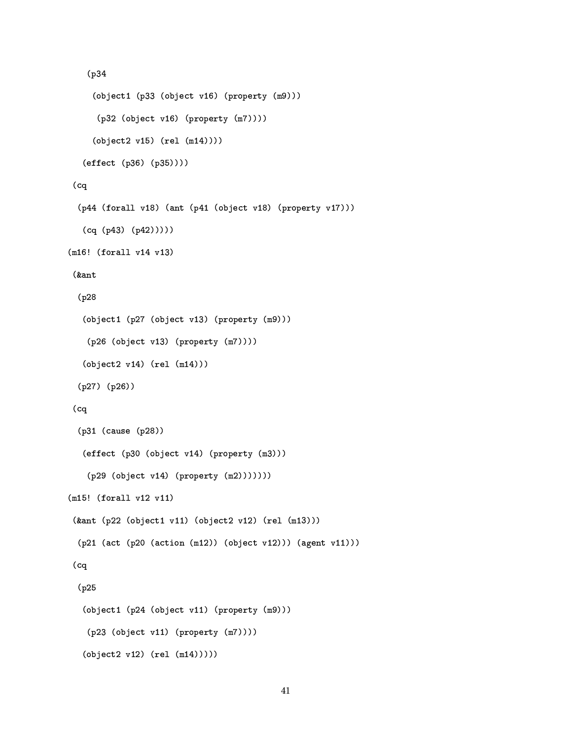```
    (p34
     (object1 (p33 (object v16) (property (m9)))
      (p32 (object v16) (property (m7))))
     (object2 v15) (rel (m14))))
   (effect (p36) (p35))))
 (cq
  (p44 (forall v18) (ant (p41 (object v18) (property v17)))
   (cq (p43) (p42)))))
(m16! (forall v14 v13)
 (&ant
  (p28
   (object1 (p27 (object v13) (property (m9)))
    (p26 (object v13) (property (m7))))
   (object2 v14) (rel (m14)))
  (p27) (p26))
 (cq
  (p31 (cause (p28))
   (effect (p30 (object v14) (property (m3)))
    (p29 (object v14) (property (m2)))))))
(m15! (forall v12 v11)
 (&ant (p22 (object1 v11) (object2 v12) (rel (m13)))
  (p21 (act (p20 (action (m12)) (object v12))) (agent v11)))
 (cq
  (p25
   (object1 (p24 (object v11) (property (m9)))
    (p23 (object v11) (property (m7))))
   (object2 v12) (rel (m14))))
```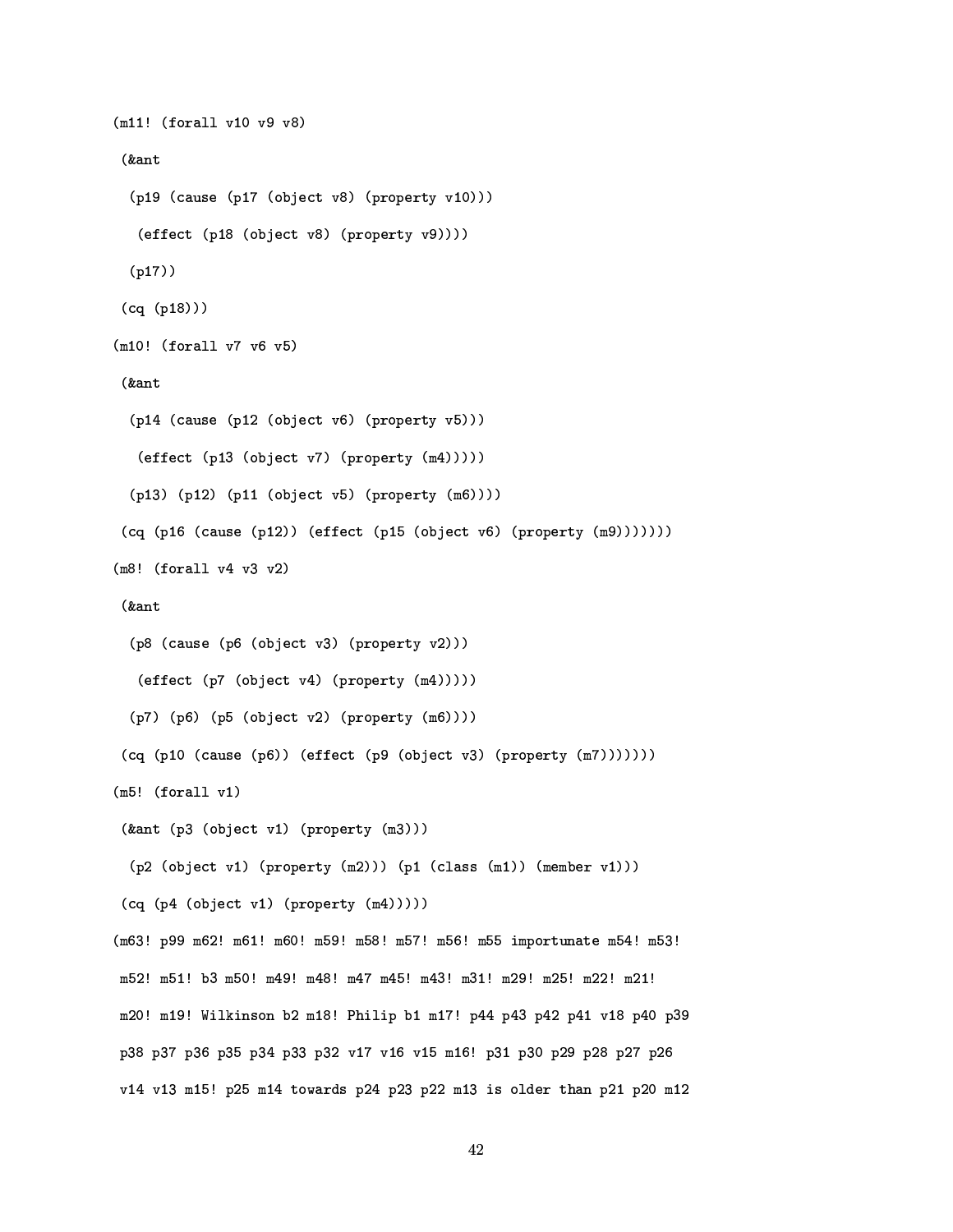```
(m11! (forall v10 v9 v8)

 (&ant

  (p19 (cause (p17 (object v8) (property v10)))

   (effect (p18 (object v8) (property v9))))

  (p17))

 (cq (p18)))

(m10! (forall v7 v6 v5)

 (&ant

  (p14 (cause (p12 (object v6) (property v5)))

   (effect (p13 (object v7) (property (m4)))))

  (p13) (p12) (p11 (object v5) (property (m6))))

 (cq (p16 (cause (p12)) (effect (p15 (object v6) (property (m9)))))))

(m8! (forall v4 v3 v2)

 (&ant

  (p8 (cause (p6 (object v3) (property v2)))

   (effect (p7 (object v4) (property (m4)))))

  (p7) (p6) (p5 (object v2) (property (m6))))

 (cq (p10 (cause (p6)) (effect (p9 (object v3) (property (m7)))))))

(m5! (forall v1)

 (&ant (p3 (object v1) (property (m3)))

  (p2 (object v1) (property (m2))) (p1 (class (m1)) (member v1)))

 (cq (p4 (object v1) (property (m4)))))

(m63! p99 m62! m61! m60! m59! m58! m57! m56! m55 importunate m54! m53!

 m52! m51! b3 m50! m49! m48! m47 m45! m43! m31! m29! m25! m22! m21!

 m20! m19! Wilkinson b2 m18! Philip b1 m17! p44 p43 p42 p41 v18 p40 p39

 p38 p37 p36 p35 p34 p33 p32 v17 v16 v15 m16! p31 p30 p29 p28 p27 p26

 v14 v13 m15! p25 m14 towards p24 p23 p22 m13 is older than p21 p20 m12
```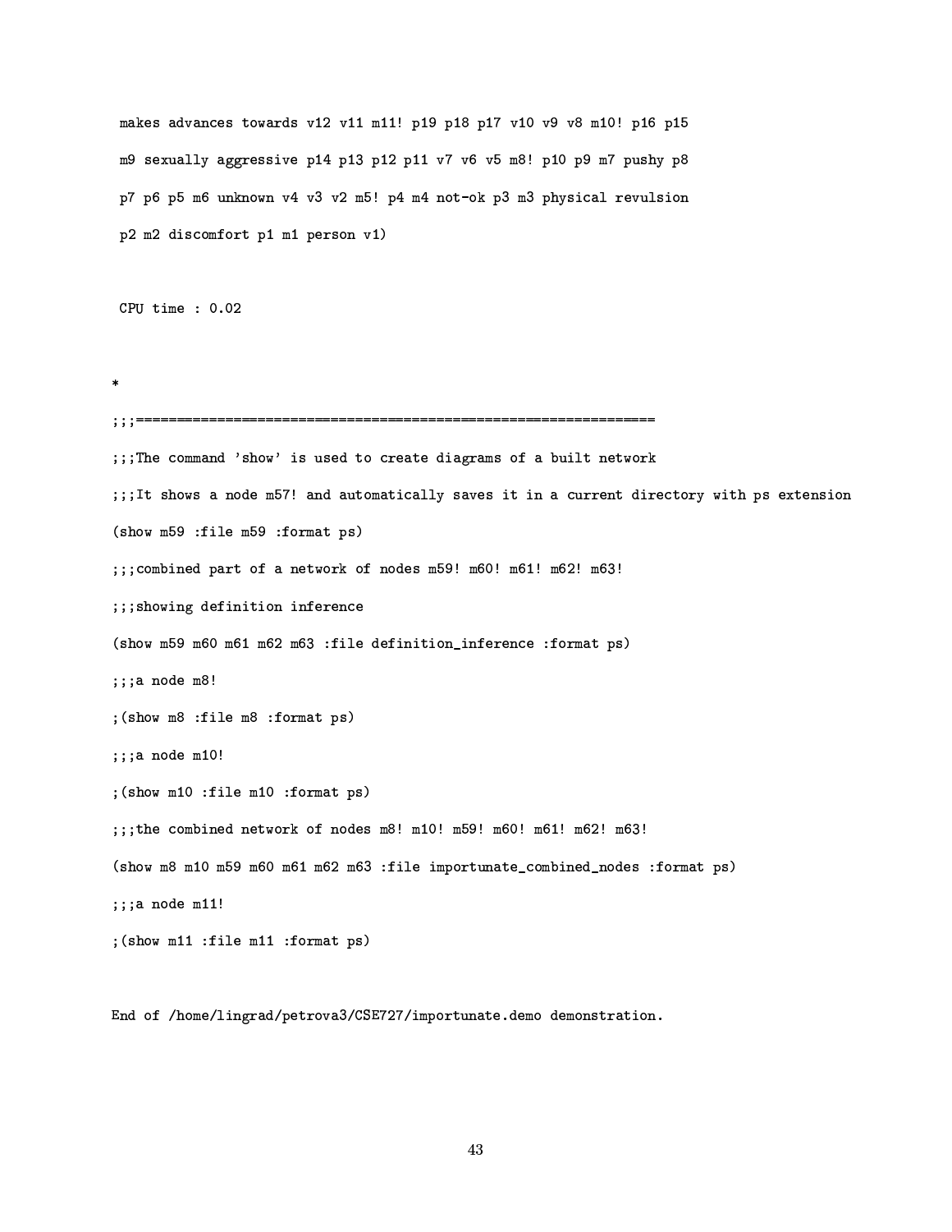```
 makes advances towards v12 v11 m11! p19 p18 p17 v10 v9 v8 m10! p16 p15

 m9 sexually aggressive p14 p13 p12 p11 v7 v6 v5 m8! p10 p9 m7 pushy p8

 p7 p6 p5 m6 unknown v4 v3 v2 m5! p4 m4 not-ok p3 m3 physical revulsion

 p2 m2 discomfort p1 m1 person v1)


 CPU time : 0.02


*

;;;=================================================================

;;;The command 'show' is used to create diagrams of a built network

;;;It shows a node m57! and automatically saves it in a current directory with ps extension

(show m59 :file m59 :format ps)

;;;combined part of a network of nodes m59! m60! m61! m62! m63!

;;;showing definition inference

(show m59 m60 m61 m62 m63 :file definition_inference :format ps)

;;;a node m8!

;(show m8 :file m8 :format ps)

;;;a node m10!

;(show m10 :file m10 :format ps)

;;;the combined network of nodes m8! m10! m59! m60! m61! m62! m63!

(show m8 m10 m59 m60 m61 m62 m63 :file importunate_combined_nodes :format ps)

;;;a node m11!

;(show m11 :file m11 :format ps)


End of /home/lingrad/petrova3/CSE727/importunate.demo demonstration.
```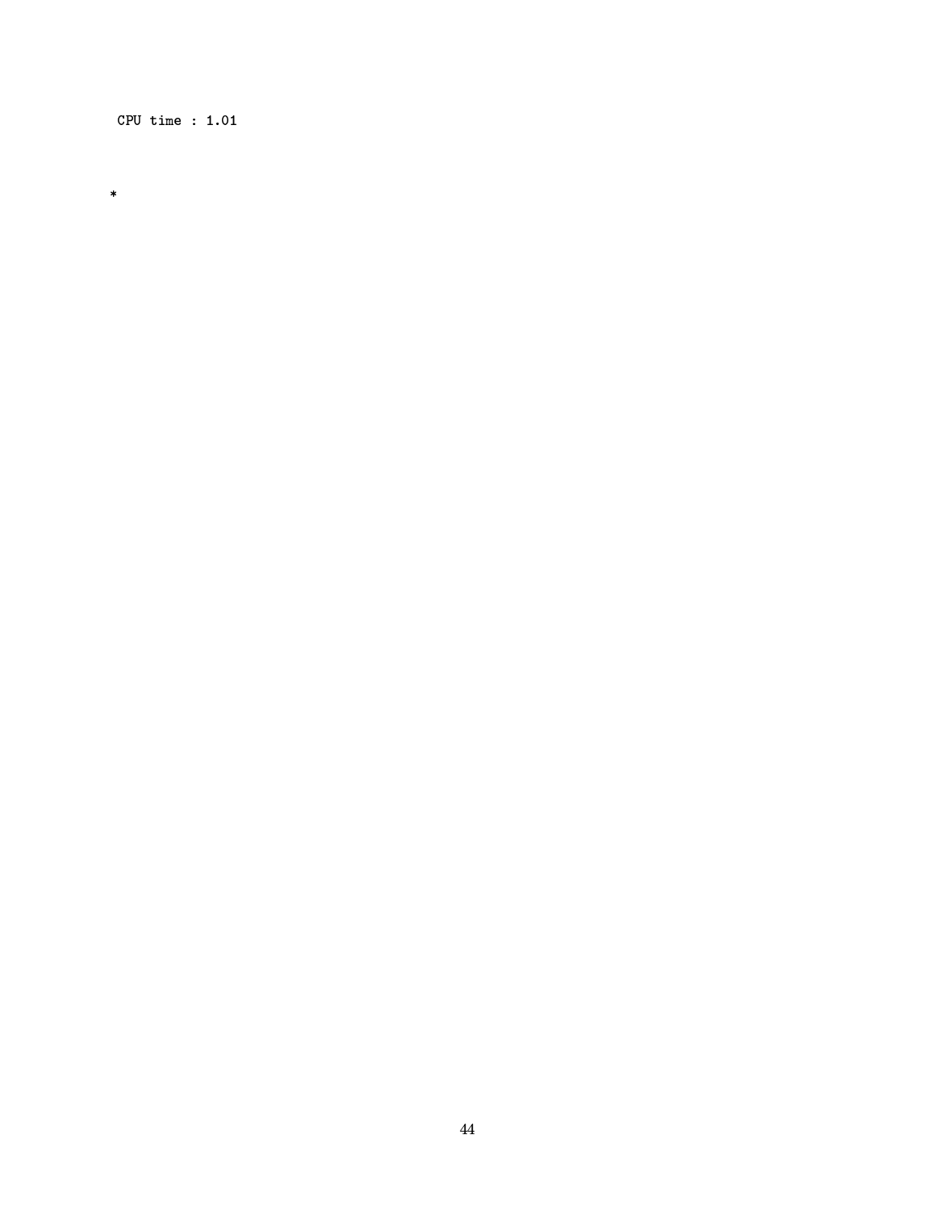```
CPU time : 1.01
```

*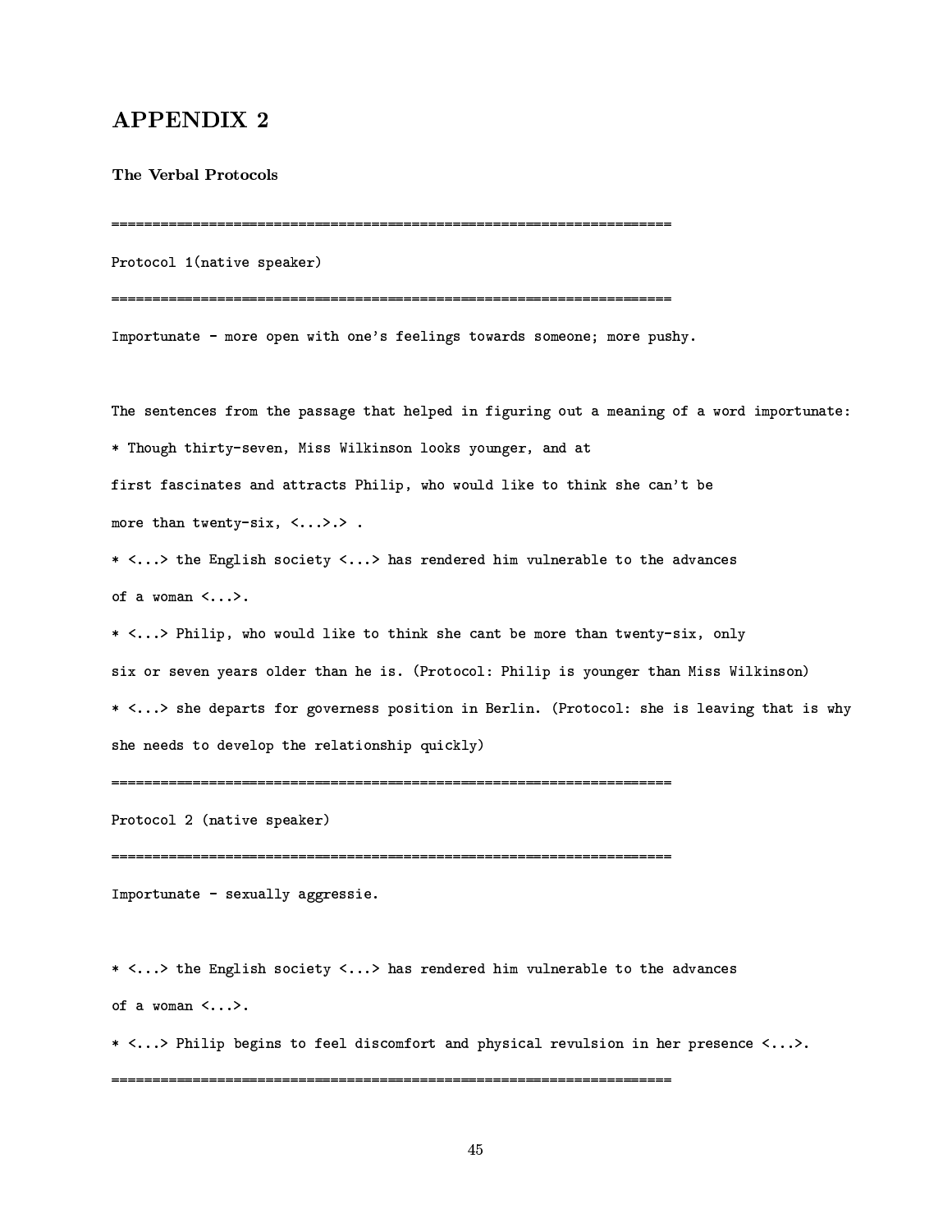# APPENDIX 2

**The Verbal Protocols**

```
====================================================================

Protocol 1(native speaker)

====================================================================

Importunate - more open with one's feelings towards someone; more pushy.


The sentences from the passage that helped in figuring out a meaning of a word importunate:

* Though thirty-seven, Miss Wilkinson looks younger, and at

first fascinates and attracts Philip, who would like to think she can't be

more than twenty-six, <...>.> .

* <...> the English society <...> has rendered him vulnerable to the advances

of a woman <...>.

* <...> Philip, who would like to think she cant be more than twenty-six, only

six or seven years older than he is. (Protocol: Philip is younger than Miss Wilkinson)

* <...> she departs for governess position in Berlin. (Protocol: she is leaving that is why

she needs to develop the relationship quickly)

====================================================================

Protocol 2 (native speaker)

====================================================================

Importunate - sexually aggressie.


* <...> the English society <...> has rendered him vulnerable to the advances

of a woman <...>.

* <...> Philip begins to feel discomfort and physical revulsion in her presence <...>.

====================================================================
```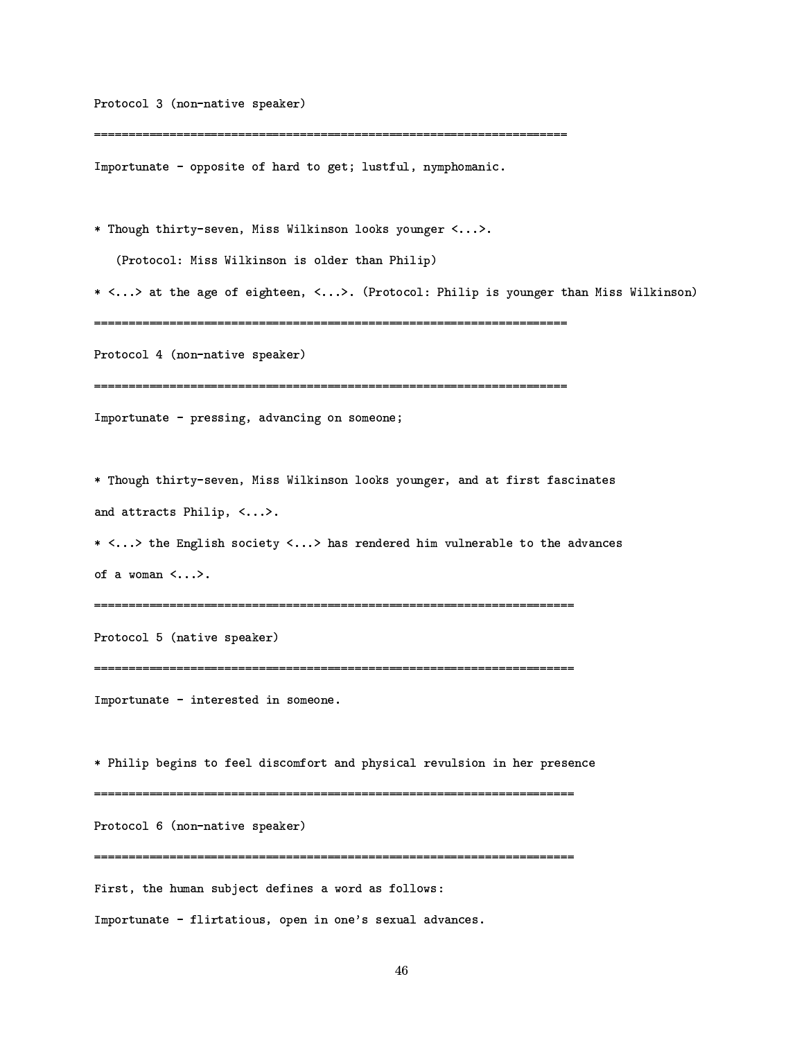Protocol 3 (non-native speaker)

====================================================================

Importunate - opposite of hard to get; lustful, nymphomanic.

* Though thirty-seven, Miss Wilkinson looks younger <...>.

   (Protocol: Miss Wilkinson is older than Philip)

* <...> at the age of eighteen, <...>. (Protocol: Philip is younger than Miss Wilkinson)

====================================================================

Protocol 4 (non-native speaker)

====================================================================

Importunate - pressing, advancing on someone;

* Though thirty-seven, Miss Wilkinson looks younger, and at first fascinates and attracts Philip, <...>.

* <...> the English society <...> has rendered him vulnerable to the advances of a woman <...>.

=====================================================================

Protocol 5 (native speaker)

=====================================================================

Importunate - interested in someone.

* Philip begins to feel discomfort and physical revulsion in her presence

=====================================================================

Protocol 6 (non-native speaker)

=====================================================================

First, the human subject defines a word as follows:

Importunate - flirtatious, open in one's sexual advances.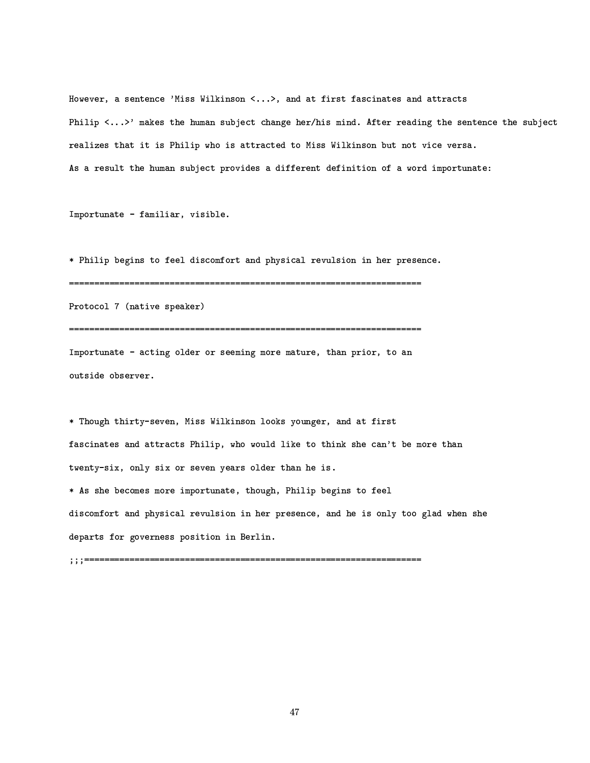However, a sentence 'Miss Wilkinson <...>, and at first fascinates and attracts Philip <...>' makes the human subject change her/his mind. After reading the sentence the subject realizes that it is Philip who is attracted to Miss Wilkinson but not vice versa. As a result the human subject provides a different definition of a word importunate:

Importunate - familiar, visible.

* Philip begins to feel discomfort and physical revulsion in her presence.

====================================================================

Protocol 7 (native speaker)

====================================================================

Importunate - acting older or seeming more mature, than prior, to an outside observer.

* Though thirty-seven, Miss Wilkinson looks younger, and at first fascinates and attracts Philip, who would like to think she can't be more than twenty-six, only six or seven years older than he is.
* As she becomes more importunate, though, Philip begins to feel discomfort and physical revulsion in her presence, and he is only too glad when she departs for governess position in Berlin.

;;;=================================================================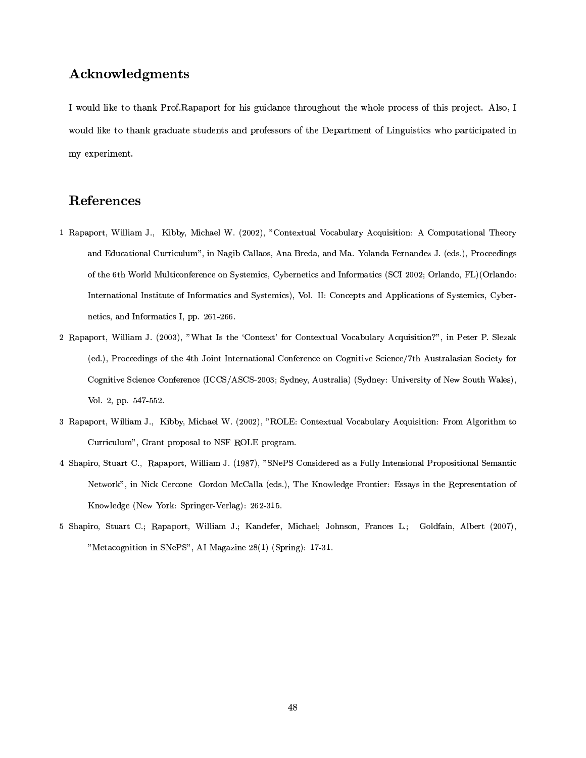## Acknowledgments

I would like to thank Prof.Rapaport for his guidance throughout the whole process of this project. Also, I would like to thank graduate students and professors of the Department of Linguistics who participated in my experiment.

## References

1 Rapaport, William J., Kibby, Michael W. (2002), "Contextual Vocabulary Acquisition: A Computational Theory and Educational Curriculum", in Nagib Callaos, Ana Breda, and Ma. Yolanda Fernandez J. (eds.), Proceedings of the 6th World Multiconference on Systemics, Cybernetics and Informatics (SCI 2002; Orlando, FL)(Orlando: International Institute of Informatics and Systemics), Vol. II: Concepts and Applications of Systemics, Cybernetics, and Informatics I, pp. 261-266.

2 Rapaport, William J. (2003), "What Is the 'Context' for Contextual Vocabulary Acquisition?", in Peter P. Slezak (ed.), Proceedings of the 4th Joint International Conference on Cognitive Science/7th Australasian Society for Cognitive Science Conference (ICCS/ASCS-2003; Sydney, Australia) (Sydney: University of New South Wales), Vol. 2, pp. 547-552.

3 Rapaport, William J., Kibby, Michael W. (2002), "ROLE: Contextual Vocabulary Acquisition: From Algorithm to Curriculum", Grant proposal to NSF ROLE program.

4 Shapiro, Stuart C., Rapaport, William J. (1987), "SNePS Considered as a Fully Intensional Propositional Semantic Network", in Nick Cercone Gordon McCalla (eds.), The Knowledge Frontier: Essays in the Representation of Knowledge (New York: Springer-Verlag): 262-315.

5 Shapiro, Stuart C.; Rapaport, William J.; Kandefer, Michael; Johnson, Frances L.; Goldfain, Albert (2007), "Metacognition in SNePS", AI Magazine 28(1) (Spring): 17-31.